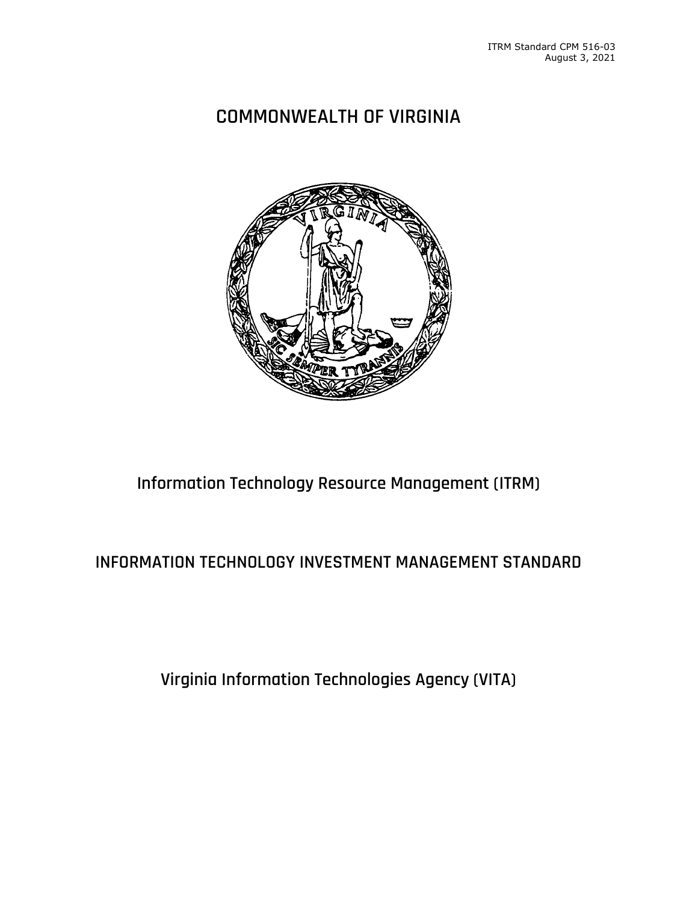ITRM Standard CPM 516-03
August 3, 2021

# COMMONWEALTH OF VIRGINIA

## Information Technology Resource Management (ITRM)

## INFORMATION TECHNOLOGY INVESTMENT MANAGEMENT STANDARD

## Virginia Information Technologies Agency (VITA)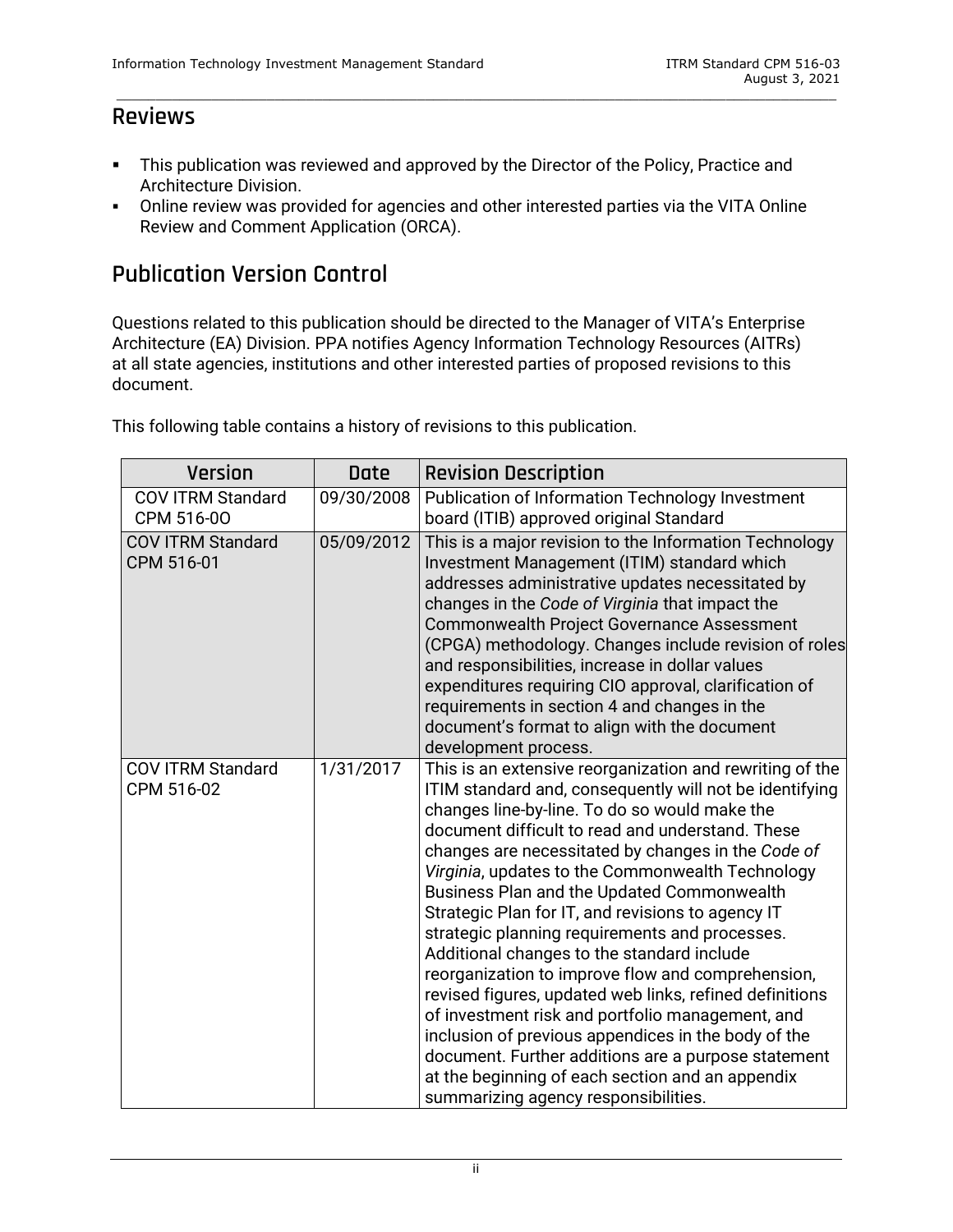## Reviews

- This publication was reviewed and approved by the Director of the Policy, Practice and Architecture Division.
- Online review was provided for agencies and other interested parties via the VITA Online Review and Comment Application (ORCA).

## Publication Version Control

Questions related to this publication should be directed to the Manager of VITA's Enterprise Architecture (EA) Division. PPA notifies Agency Information Technology Resources (AITRs) at all state agencies, institutions and other interested parties of proposed revisions to this document.

This following table contains a history of revisions to this publication.

| Version | Date | Revision Description |
|---|---|---|
| COV ITRM Standard CPM 516-0O | 09/30/2008 | Publication of Information Technology Investment board (ITIB) approved original Standard |
| COV ITRM Standard CPM 516-01 | 05/09/2012 | This is a major revision to the Information Technology Investment Management (ITIM) standard which addresses administrative updates necessitated by changes in the *Code of Virginia* that impact the Commonwealth Project Governance Assessment (CPGA) methodology. Changes include revision of roles and responsibilities, increase in dollar values expenditures requiring CIO approval, clarification of requirements in section 4 and changes in the document's format to align with the document development process. |
| COV ITRM Standard CPM 516-02 | 1/31/2017 | This is an extensive reorganization and rewriting of the ITIM standard and, consequently will not be identifying changes line-by-line. To do so would make the document difficult to read and understand. These changes are necessitated by changes in the *Code of Virginia*, updates to the Commonwealth Technology Business Plan and the Updated Commonwealth Strategic Plan for IT, and revisions to agency IT strategic planning requirements and processes. Additional changes to the standard include reorganization to improve flow and comprehension, revised figures, updated web links, refined definitions of investment risk and portfolio management, and inclusion of previous appendices in the body of the document. Further additions are a purpose statement at the beginning of each section and an appendix summarizing agency responsibilities. |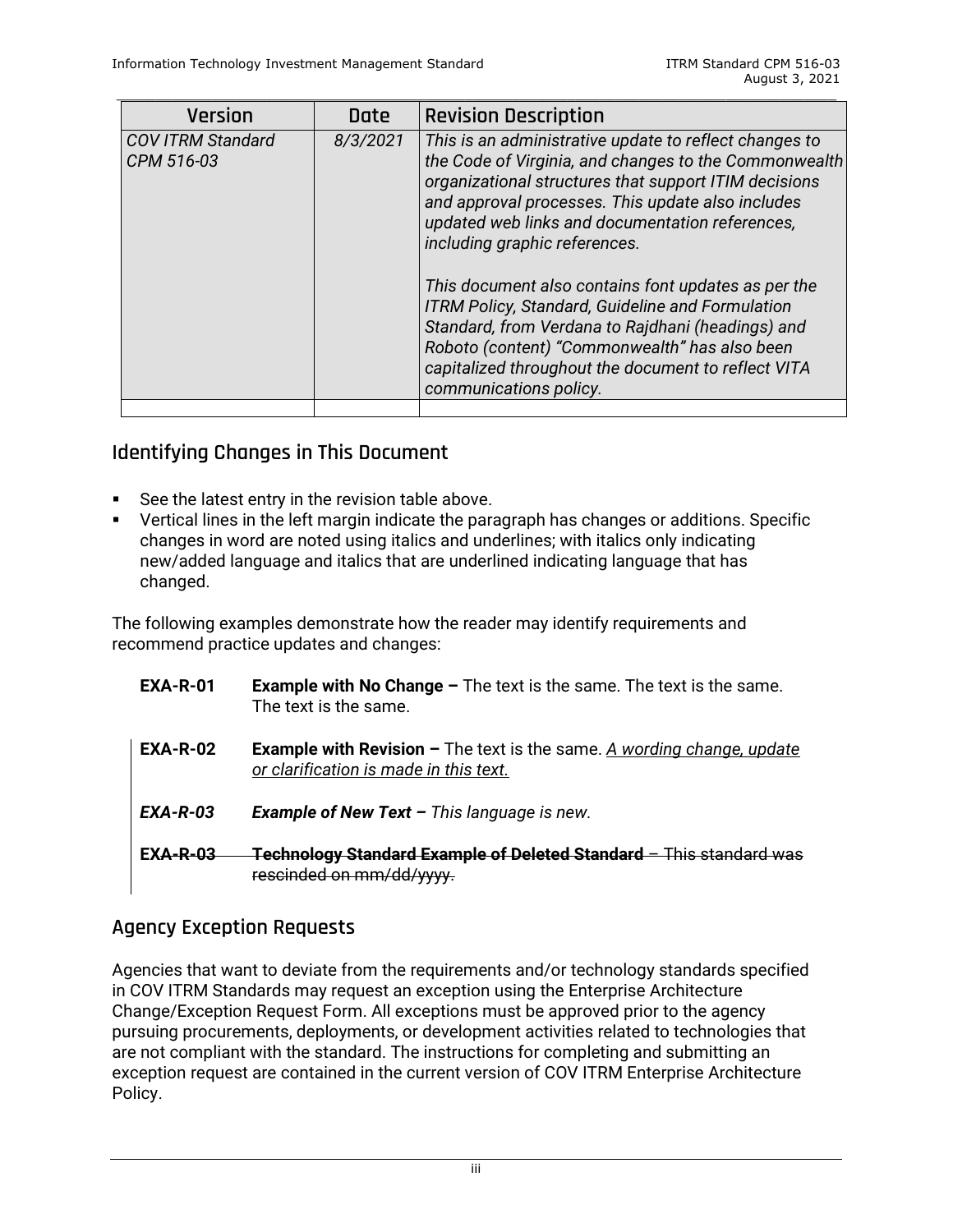| Version | Date | Revision Description |
|---|---|---|
| *COV ITRM Standard CPM 516-03* | *8/3/2021* | *This is an administrative update to reflect changes to the Code of Virginia, and changes to the Commonwealth organizational structures that support ITIM decisions and approval processes. This update also includes updated web links and documentation references, including graphic references.*<br><br>*This document also contains font updates as per the ITRM Policy, Standard, Guideline and Formulation Standard, from Verdana to Rajdhani (headings) and Roboto (content) "Commonwealth" has also been capitalized throughout the document to reflect VITA communications policy.* |
| | | |

## Identifying Changes in This Document

- See the latest entry in the revision table above.
- Vertical lines in the left margin indicate the paragraph has changes or additions. Specific changes in word are noted using italics and underlines; with italics only indicating new/added language and italics that are underlined indicating language that has changed.

The following examples demonstrate how the reader may identify requirements and recommend practice updates and changes:

**EXA-R-01** **Example with No Change –** The text is the same. The text is the same. The text is the same.

**EXA-R-02** **Example with Revision –** The text is the same. <u>*A wording change, update or clarification is made in this text.*</u>

***EXA-R-03*** ***Example of New Text –*** *This language is new.*

~~**EXA-R-03** **Technology Standard Example of Deleted Standard** – This standard was rescinded on mm/dd/yyyy.~~

## Agency Exception Requests

Agencies that want to deviate from the requirements and/or technology standards specified in COV ITRM Standards may request an exception using the Enterprise Architecture Change/Exception Request Form. All exceptions must be approved prior to the agency pursuing procurements, deployments, or development activities related to technologies that are not compliant with the standard. The instructions for completing and submitting an exception request are contained in the current version of COV ITRM Enterprise Architecture Policy.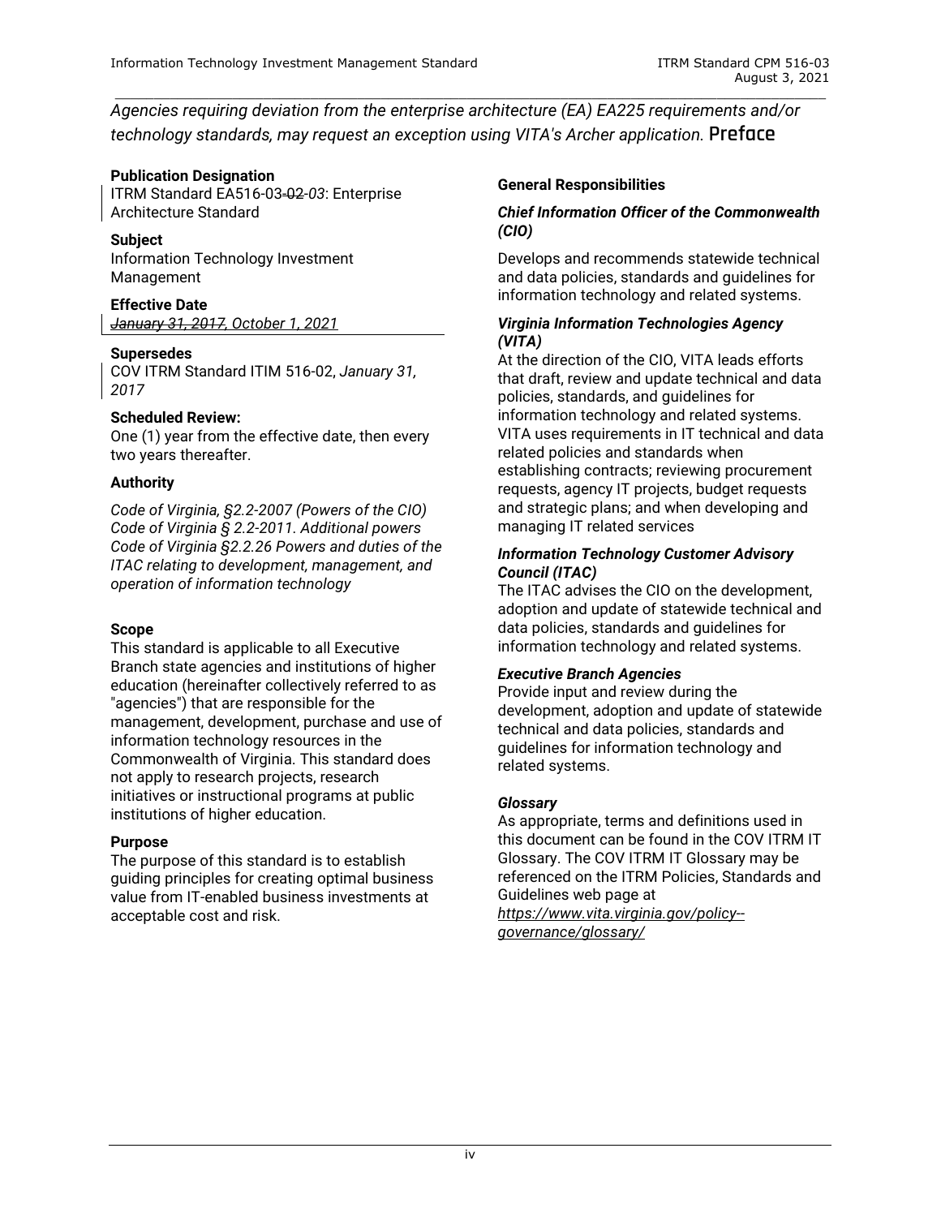*Agencies requiring deviation from the enterprise architecture (EA) EA225 requirements and/or technology standards, may request an exception using VITA's Archer application.* **Preface**

**Publication Designation**
ITRM Standard EA516-03-02-*03*: Enterprise Architecture Standard

**Subject**
Information Technology Investment Management

**Effective Date**
~~*January 31, 2017*~~*, October 1, 2021*

**Supersedes**
COV ITRM Standard ITIM 516-02, *January 31, 2017*

**Scheduled Review:**
One (1) year from the effective date, then every two years thereafter.

**Authority**

*Code of Virginia, §2.2-2007 (Powers of the CIO)*
*Code of Virginia § 2.2-2011. Additional powers*
*Code of Virginia §2.2.26 Powers and duties of the ITAC relating to development, management, and operation of information technology*

**Scope**
This standard is applicable to all Executive Branch state agencies and institutions of higher education (hereinafter collectively referred to as "agencies") that are responsible for the management, development, purchase and use of information technology resources in the Commonwealth of Virginia. This standard does not apply to research projects, research initiatives or instructional programs at public institutions of higher education.

**Purpose**
The purpose of this standard is to establish guiding principles for creating optimal business value from IT-enabled business investments at acceptable cost and risk.

**General Responsibilities**

***Chief Information Officer of the Commonwealth (CIO)***

Develops and recommends statewide technical and data policies, standards and guidelines for information technology and related systems.

***Virginia Information Technologies Agency (VITA)***
At the direction of the CIO, VITA leads efforts that draft, review and update technical and data policies, standards, and guidelines for information technology and related systems. VITA uses requirements in IT technical and data related policies and standards when establishing contracts; reviewing procurement requests, agency IT projects, budget requests and strategic plans; and when developing and managing IT related services

***Information Technology Customer Advisory Council (ITAC)***
The ITAC advises the CIO on the development, adoption and update of statewide technical and data policies, standards and guidelines for information technology and related systems.

***Executive Branch Agencies***
Provide input and review during the development, adoption and update of statewide technical and data policies, standards and guidelines for information technology and related systems.

***Glossary***
As appropriate, terms and definitions used in this document can be found in the COV ITRM IT Glossary. The COV ITRM IT Glossary may be referenced on the ITRM Policies, Standards and Guidelines web page at *https://www.vita.virginia.gov/policy--governance/glossary/*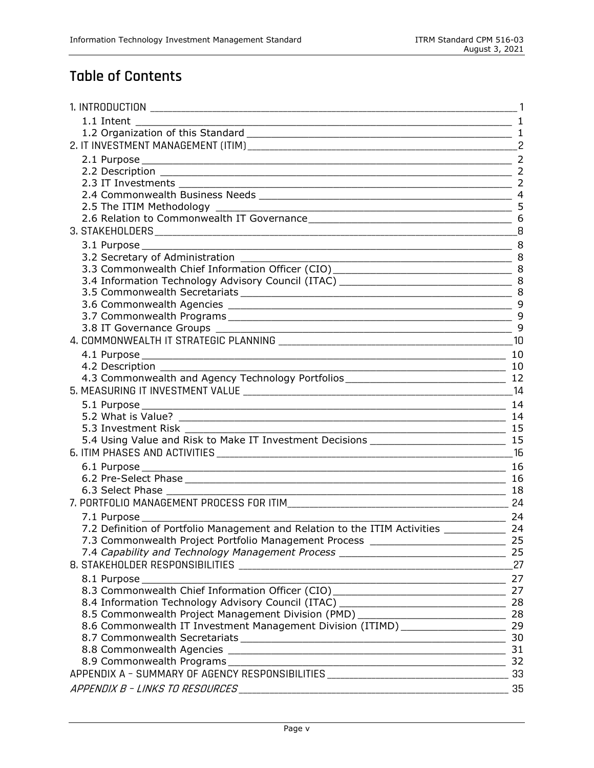# Table of Contents

1. INTRODUCTION 1
   - 1.1 Intent 1
   - 1.2 Organization of this Standard 1
2. IT INVESTMENT MANAGEMENT (ITIM) 2
   - 2.1 Purpose 2
   - 2.2 Description 2
   - 2.3 IT Investments 2
   - 2.4 Commonwealth Business Needs 4
   - 2.5 The ITIM Methodology 5
   - 2.6 Relation to Commonwealth IT Governance 6
3. STAKEHOLDERS 8
   - 3.1 Purpose 8
   - 3.2 Secretary of Administration 8
   - 3.3 Commonwealth Chief Information Officer (CIO) 8
   - 3.4 Information Technology Advisory Council (ITAC) 8
   - 3.5 Commonwealth Secretariats 8
   - 3.6 Commonwealth Agencies 9
   - 3.7 Commonwealth Programs 9
   - 3.8 IT Governance Groups 9
4. COMMONWEALTH IT STRATEGIC PLANNING 10
   - 4.1 Purpose 10
   - 4.2 Description 10
   - 4.3 Commonwealth and Agency Technology Portfolios 12
5. MEASURING IT INVESTMENT VALUE 14
   - 5.1 Purpose 14
   - 5.2 What is Value? 14
   - 5.3 Investment Risk 15
   - 5.4 Using Value and Risk to Make IT Investment Decisions 15
6. ITIM PHASES AND ACTIVITIES 16
   - 6.1 Purpose 16
   - 6.2 Pre-Select Phase 16
   - 6.3 Select Phase 18
7. PORTFOLIO MANAGEMENT PROCESS FOR ITIM 24
   - 7.1 Purpose 24
   - 7.2 Definition of Portfolio Management and Relation to the ITIM Activities 24
   - 7.3 Commonwealth Project Portfolio Management Process 25
   - 7.4 *Capability and Technology Management Process* 25
8. STAKEHOLDER RESPONSIBILITIES 27
   - 8.1 Purpose 27
   - 8.3 Commonwealth Chief Information Officer (CIO) 27
   - 8.4 Information Technology Advisory Council (ITAC) 28
   - 8.5 Commonwealth Project Management Division (PMD) 28
   - 8.6 Commonwealth IT Investment Management Division (ITIMD) 29
   - 8.7 Commonwealth Secretariats 30
   - 8.8 Commonwealth Agencies 31
   - 8.9 Commonwealth Programs 32

APPENDIX A – SUMMARY OF AGENCY RESPONSIBILITIES 33

*APPENDIX B – LINKS TO RESOURCES* 35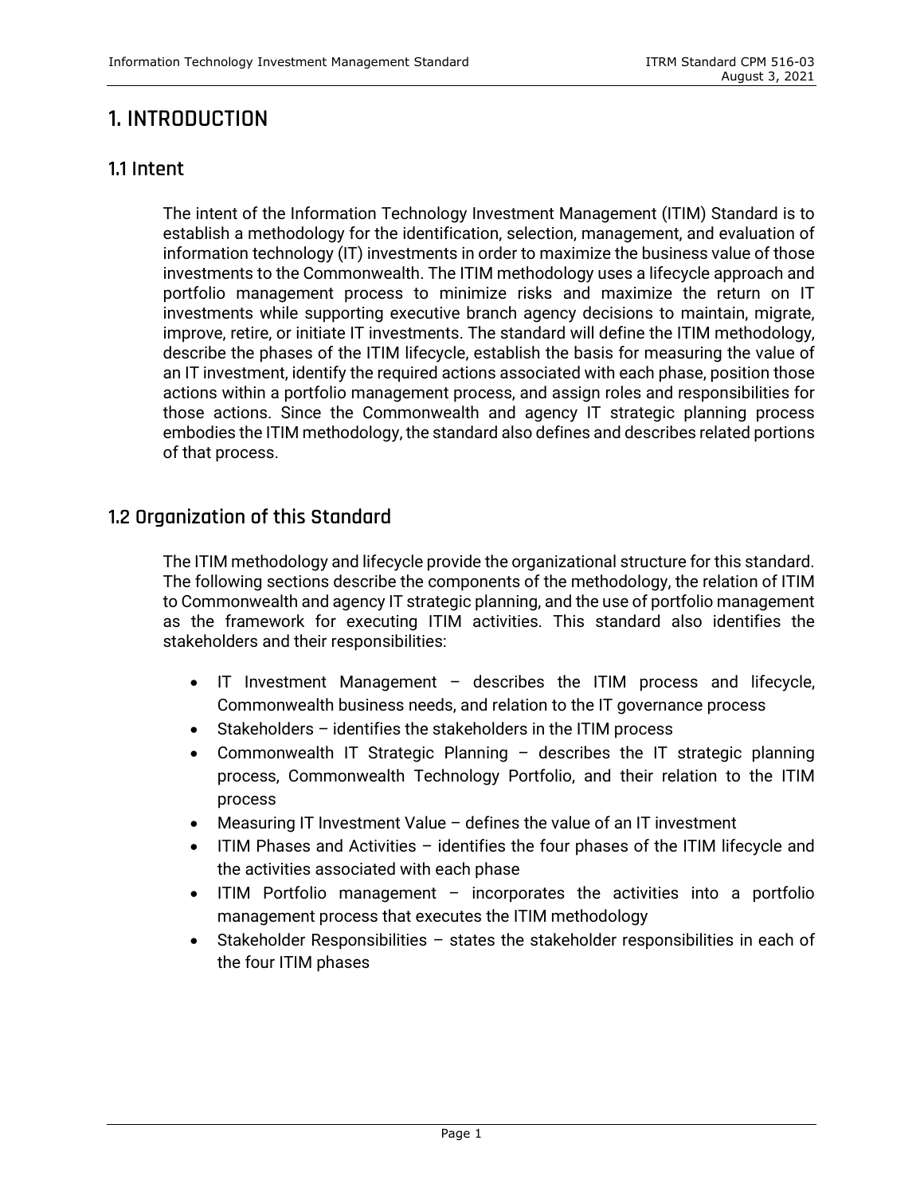# 1. INTRODUCTION

## 1.1 Intent

The intent of the Information Technology Investment Management (ITIM) Standard is to establish a methodology for the identification, selection, management, and evaluation of information technology (IT) investments in order to maximize the business value of those investments to the Commonwealth. The ITIM methodology uses a lifecycle approach and portfolio management process to minimize risks and maximize the return on IT investments while supporting executive branch agency decisions to maintain, migrate, improve, retire, or initiate IT investments. The standard will define the ITIM methodology, describe the phases of the ITIM lifecycle, establish the basis for measuring the value of an IT investment, identify the required actions associated with each phase, position those actions within a portfolio management process, and assign roles and responsibilities for those actions. Since the Commonwealth and agency IT strategic planning process embodies the ITIM methodology, the standard also defines and describes related portions of that process.

## 1.2 Organization of this Standard

The ITIM methodology and lifecycle provide the organizational structure for this standard. The following sections describe the components of the methodology, the relation of ITIM to Commonwealth and agency IT strategic planning, and the use of portfolio management as the framework for executing ITIM activities. This standard also identifies the stakeholders and their responsibilities:

- IT Investment Management – describes the ITIM process and lifecycle, Commonwealth business needs, and relation to the IT governance process
- Stakeholders – identifies the stakeholders in the ITIM process
- Commonwealth IT Strategic Planning – describes the IT strategic planning process, Commonwealth Technology Portfolio, and their relation to the ITIM process
- Measuring IT Investment Value – defines the value of an IT investment
- ITIM Phases and Activities – identifies the four phases of the ITIM lifecycle and the activities associated with each phase
- ITIM Portfolio management – incorporates the activities into a portfolio management process that executes the ITIM methodology
- Stakeholder Responsibilities – states the stakeholder responsibilities in each of the four ITIM phases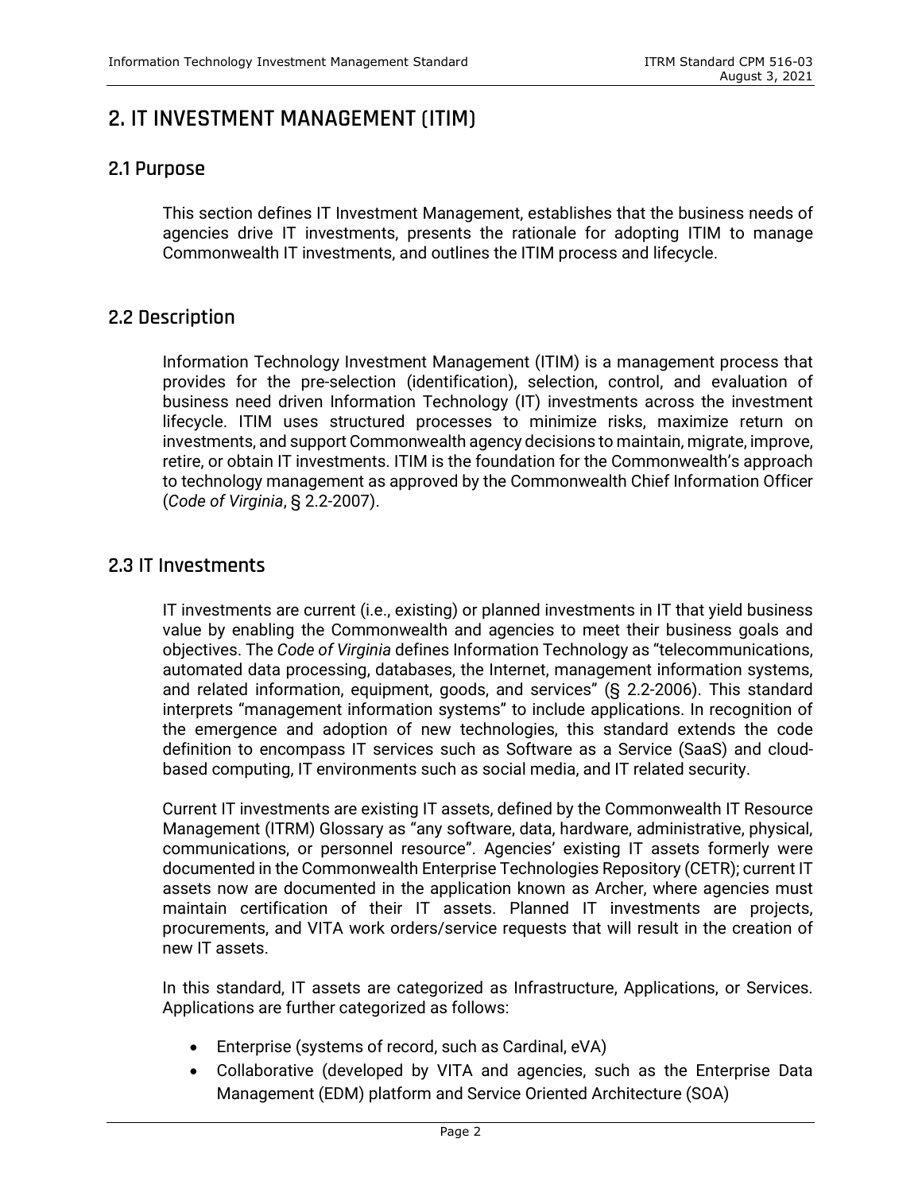# 2. IT INVESTMENT MANAGEMENT (ITIM)

## 2.1 Purpose

This section defines IT Investment Management, establishes that the business needs of agencies drive IT investments, presents the rationale for adopting ITIM to manage Commonwealth IT investments, and outlines the ITIM process and lifecycle.

## 2.2 Description

Information Technology Investment Management (ITIM) is a management process that provides for the pre-selection (identification), selection, control, and evaluation of business need driven Information Technology (IT) investments across the investment lifecycle. ITIM uses structured processes to minimize risks, maximize return on investments, and support Commonwealth agency decisions to maintain, migrate, improve, retire, or obtain IT investments. ITIM is the foundation for the Commonwealth's approach to technology management as approved by the Commonwealth Chief Information Officer (*Code of Virginia*, § 2.2-2007).

## 2.3 IT Investments

IT investments are current (i.e., existing) or planned investments in IT that yield business value by enabling the Commonwealth and agencies to meet their business goals and objectives. The *Code of Virginia* defines Information Technology as "telecommunications, automated data processing, databases, the Internet, management information systems, and related information, equipment, goods, and services" (§ 2.2-2006). This standard interprets "management information systems" to include applications. In recognition of the emergence and adoption of new technologies, this standard extends the code definition to encompass IT services such as Software as a Service (SaaS) and cloud-based computing, IT environments such as social media, and IT related security.

Current IT investments are existing IT assets, defined by the Commonwealth IT Resource Management (ITRM) Glossary as "any software, data, hardware, administrative, physical, communications, or personnel resource". Agencies' existing IT assets formerly were documented in the Commonwealth Enterprise Technologies Repository (CETR); current IT assets now are documented in the application known as Archer, where agencies must maintain certification of their IT assets. Planned IT investments are projects, procurements, and VITA work orders/service requests that will result in the creation of new IT assets.

In this standard, IT assets are categorized as Infrastructure, Applications, or Services. Applications are further categorized as follows:

- Enterprise (systems of record, such as Cardinal, eVA)
- Collaborative (developed by VITA and agencies, such as the Enterprise Data Management (EDM) platform and Service Oriented Architecture (SOA)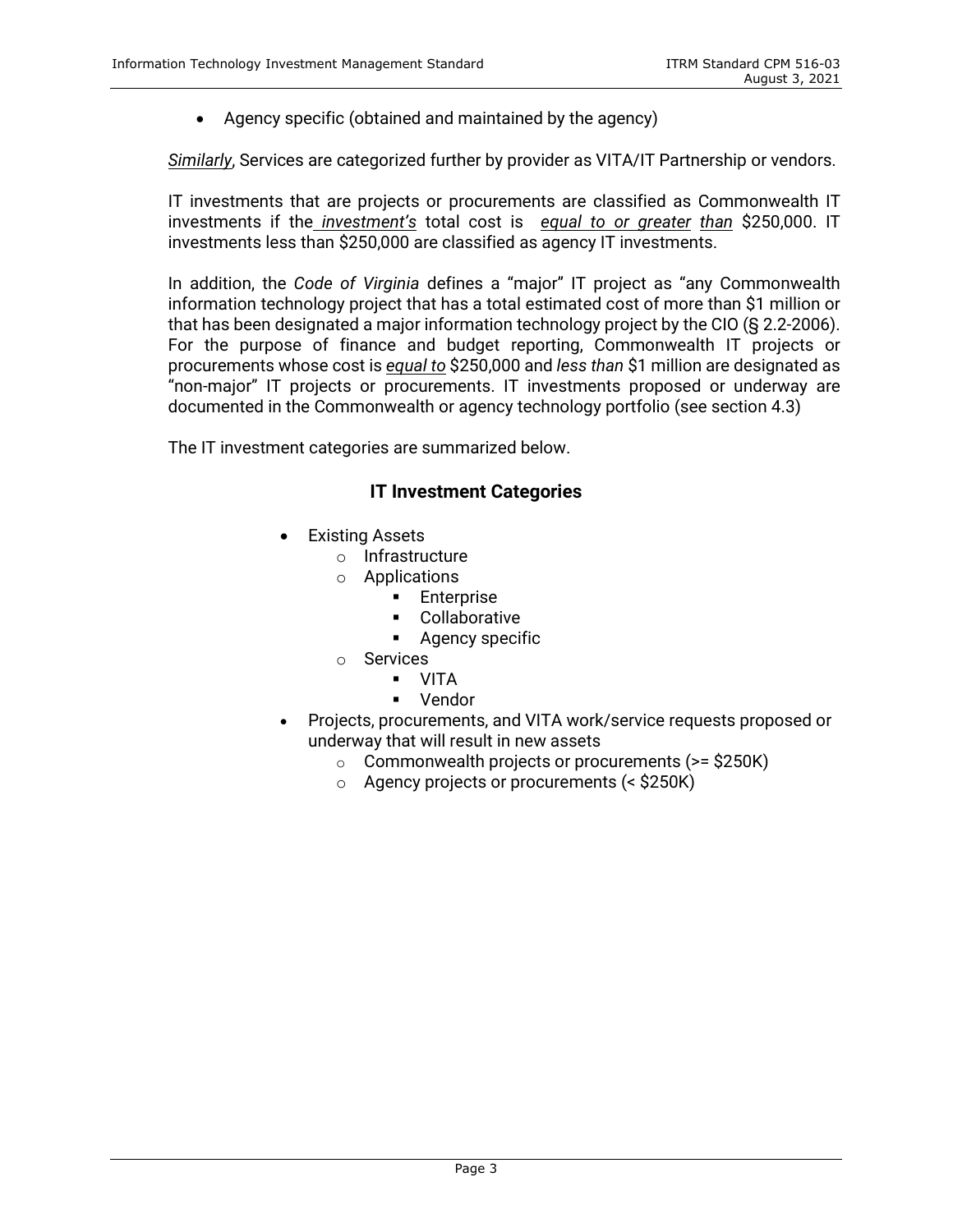- Agency specific (obtained and maintained by the agency)

*Similarly*, Services are categorized further by provider as VITA/IT Partnership or vendors.

IT investments that are projects or procurements are classified as Commonwealth IT investments if the *investment's* total cost is *equal to or greater than* $250,000. IT investments less than $250,000 are classified as agency IT investments.

In addition, the *Code of Virginia* defines a "major" IT project as "any Commonwealth information technology project that has a total estimated cost of more than $1 million or that has been designated a major information technology project by the CIO (§ 2.2-2006). For the purpose of finance and budget reporting, Commonwealth IT projects or procurements whose cost is *equal to* $250,000 and *less than* $1 million are designated as "non-major" IT projects or procurements. IT investments proposed or underway are documented in the Commonwealth or agency technology portfolio (see section 4.3)

The IT investment categories are summarized below.

### IT Investment Categories

- Existing Assets
  - Infrastructure
  - Applications
    - Enterprise
    - Collaborative
    - Agency specific
  - Services
    - VITA
    - Vendor
- Projects, procurements, and VITA work/service requests proposed or underway that will result in new assets
  - Commonwealth projects or procurements (>= $250K)
  - Agency projects or procurements (< $250K)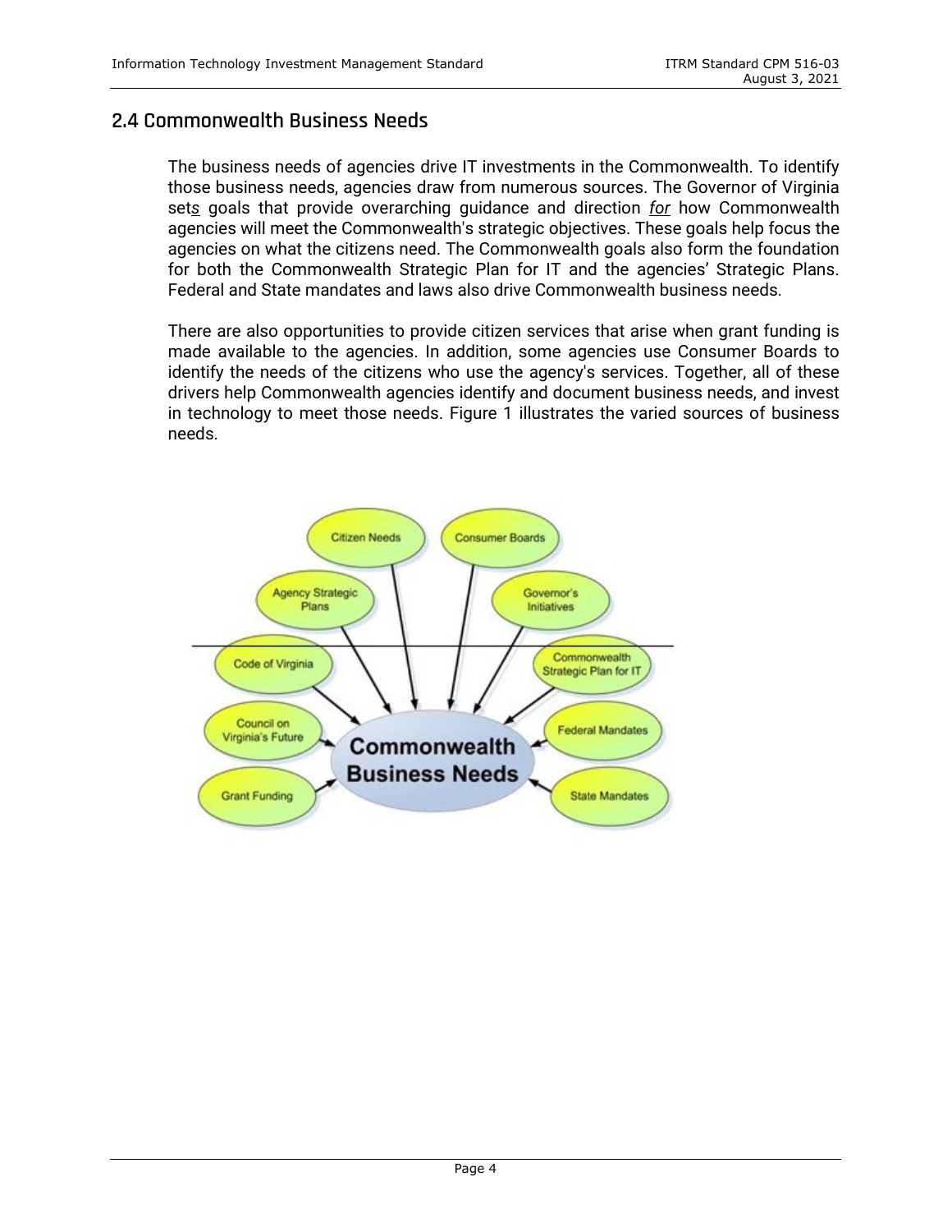## 2.4 Commonwealth Business Needs

The business needs of agencies drive IT investments in the Commonwealth. To identify those business needs, agencies draw from numerous sources. The Governor of Virginia set*s* goals that provide overarching guidance and direction *for* how Commonwealth agencies will meet the Commonwealth's strategic objectives. These goals help focus the agencies on what the citizens need. The Commonwealth goals also form the foundation for both the Commonwealth Strategic Plan for IT and the agencies' Strategic Plans. Federal and State mandates and laws also drive Commonwealth business needs.

There are also opportunities to provide citizen services that arise when grant funding is made available to the agencies. In addition, some agencies use Consumer Boards to identify the needs of the citizens who use the agency's services. Together, all of these drivers help Commonwealth agencies identify and document business needs, and invest in technology to meet those needs. Figure 1 illustrates the varied sources of business needs.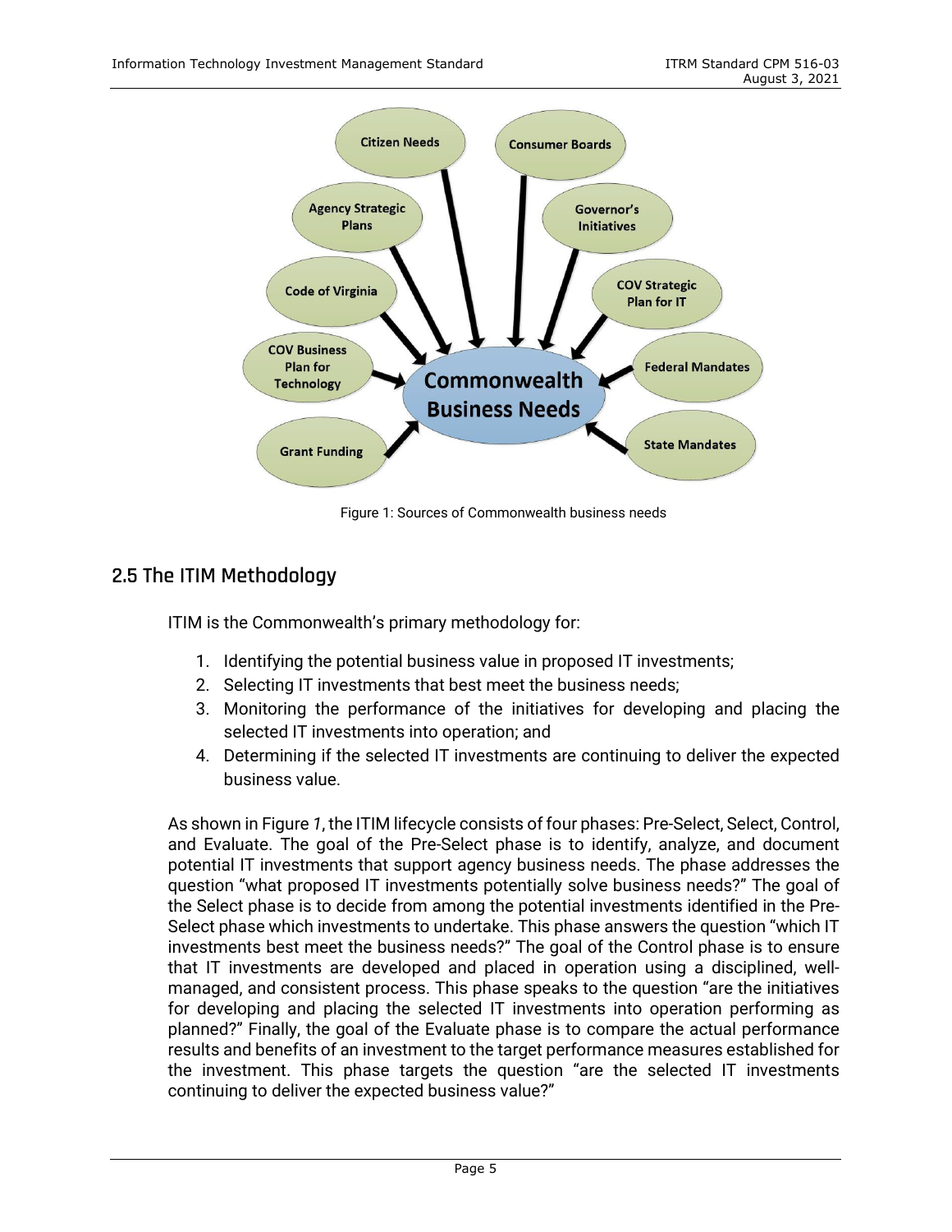Figure 1: Sources of Commonwealth business needs

## 2.5 The ITIM Methodology

ITIM is the Commonwealth's primary methodology for:

1. Identifying the potential business value in proposed IT investments;
2. Selecting IT investments that best meet the business needs;
3. Monitoring the performance of the initiatives for developing and placing the selected IT investments into operation; and
4. Determining if the selected IT investments are continuing to deliver the expected business value.

As shown in Figure *1*, the ITIM lifecycle consists of four phases: Pre-Select, Select, Control, and Evaluate. The goal of the Pre-Select phase is to identify, analyze, and document potential IT investments that support agency business needs. The phase addresses the question "what proposed IT investments potentially solve business needs?" The goal of the Select phase is to decide from among the potential investments identified in the Pre-Select phase which investments to undertake. This phase answers the question "which IT investments best meet the business needs?" The goal of the Control phase is to ensure that IT investments are developed and placed in operation using a disciplined, well-managed, and consistent process. This phase speaks to the question "are the initiatives for developing and placing the selected IT investments into operation performing as planned?" Finally, the goal of the Evaluate phase is to compare the actual performance results and benefits of an investment to the target performance measures established for the investment. This phase targets the question "are the selected IT investments continuing to deliver the expected business value?"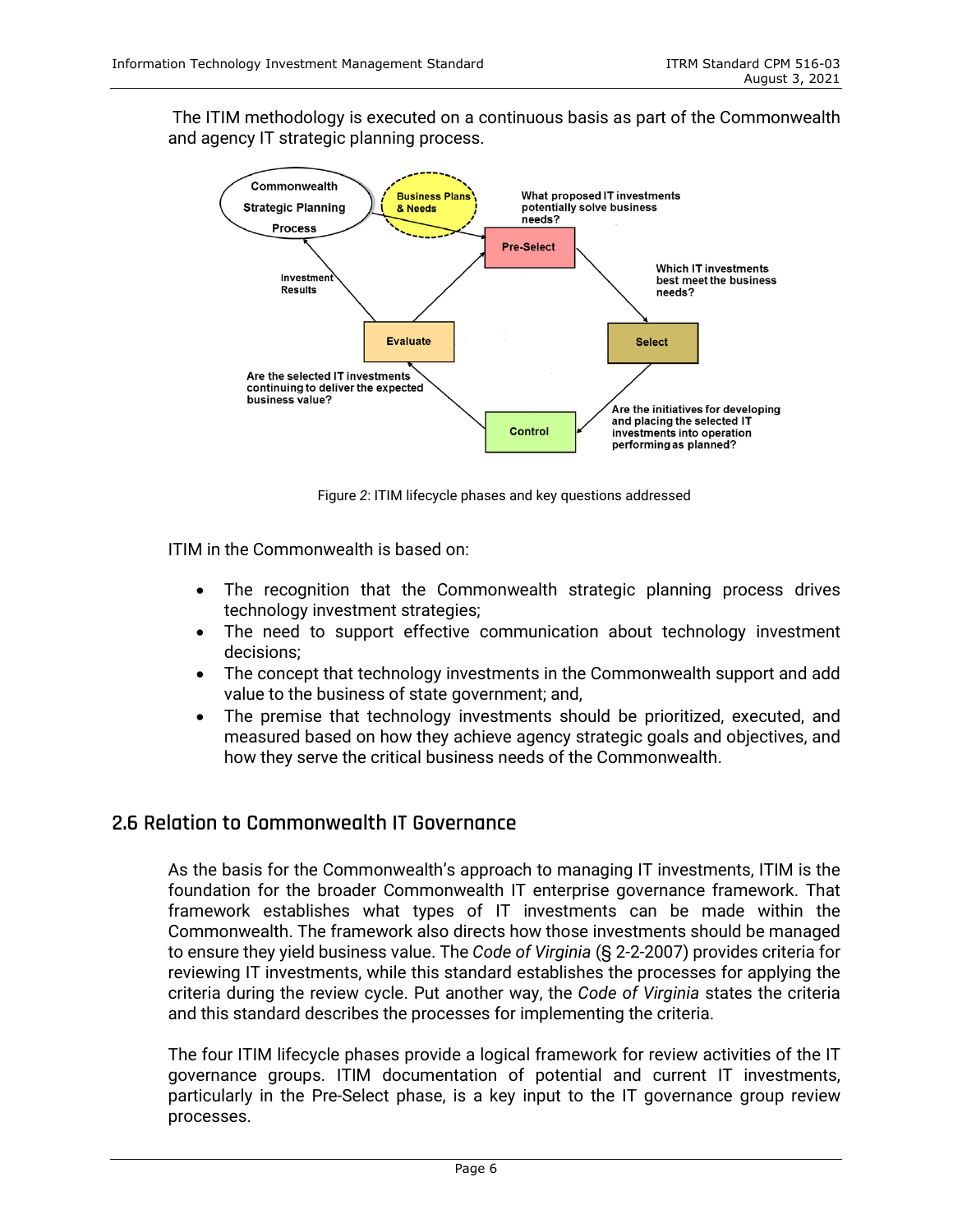The ITIM methodology is executed on a continuous basis as part of the Commonwealth and agency IT strategic planning process.

Figure 2: ITIM lifecycle phases and key questions addressed

ITIM in the Commonwealth is based on:

- The recognition that the Commonwealth strategic planning process drives technology investment strategies;
- The need to support effective communication about technology investment decisions;
- The concept that technology investments in the Commonwealth support and add value to the business of state government; and,
- The premise that technology investments should be prioritized, executed, and measured based on how they achieve agency strategic goals and objectives, and how they serve the critical business needs of the Commonwealth.

## 2.6 Relation to Commonwealth IT Governance

As the basis for the Commonwealth's approach to managing IT investments, ITIM is the foundation for the broader Commonwealth IT enterprise governance framework. That framework establishes what types of IT investments can be made within the Commonwealth. The framework also directs how those investments should be managed to ensure they yield business value. The *Code of Virginia* (§ 2-2-2007) provides criteria for reviewing IT investments, while this standard establishes the processes for applying the criteria during the review cycle. Put another way, the *Code of Virginia* states the criteria and this standard describes the processes for implementing the criteria.

The four ITIM lifecycle phases provide a logical framework for review activities of the IT governance groups. ITIM documentation of potential and current IT investments, particularly in the Pre-Select phase, is a key input to the IT governance group review processes.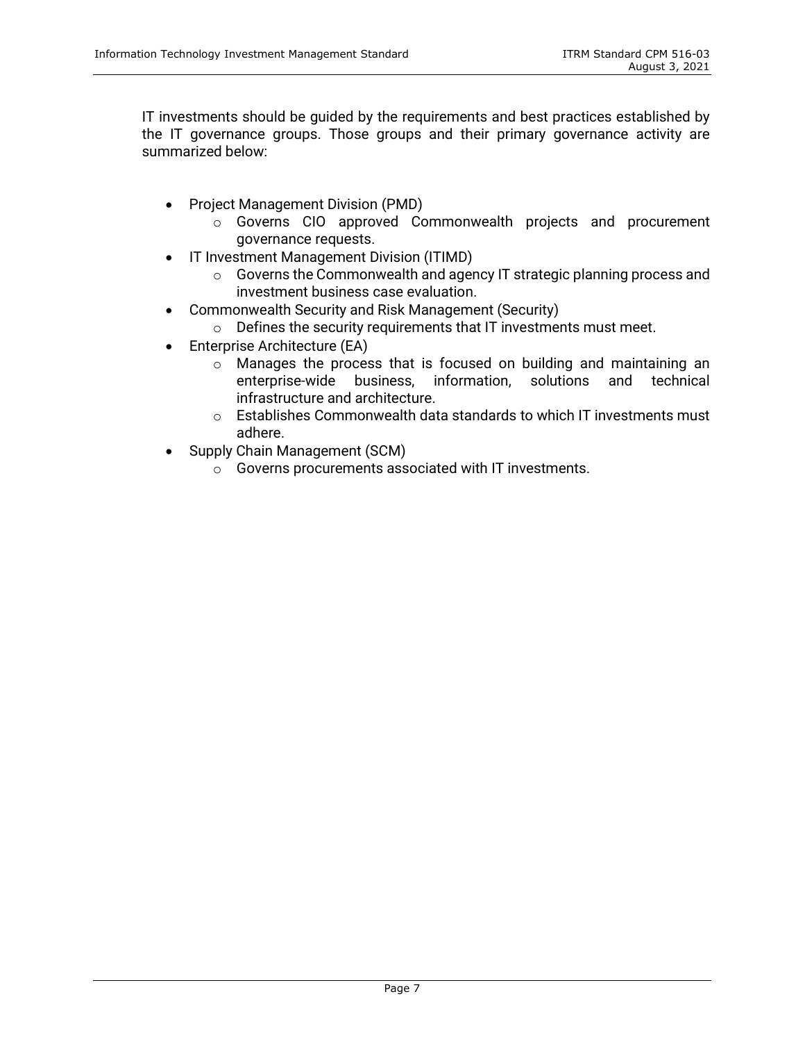IT investments should be guided by the requirements and best practices established by the IT governance groups. Those groups and their primary governance activity are summarized below:

- Project Management Division (PMD)
  - Governs CIO approved Commonwealth projects and procurement governance requests.
- IT Investment Management Division (ITIMD)
  - Governs the Commonwealth and agency IT strategic planning process and investment business case evaluation.
- Commonwealth Security and Risk Management (Security)
  - Defines the security requirements that IT investments must meet.
- Enterprise Architecture (EA)
  - Manages the process that is focused on building and maintaining an enterprise-wide business, information, solutions and technical infrastructure and architecture.
  - Establishes Commonwealth data standards to which IT investments must adhere.
- Supply Chain Management (SCM)
  - Governs procurements associated with IT investments.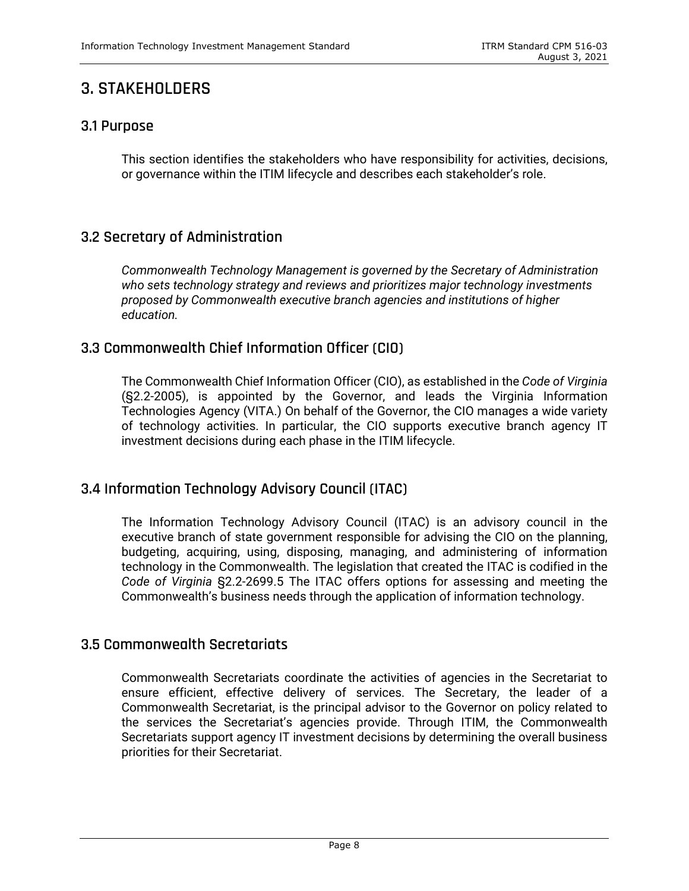# 3. STAKEHOLDERS

## 3.1 Purpose

This section identifies the stakeholders who have responsibility for activities, decisions, or governance within the ITIM lifecycle and describes each stakeholder's role.

## 3.2 Secretary of Administration

*Commonwealth Technology Management is governed by the Secretary of Administration who sets technology strategy and reviews and prioritizes major technology investments proposed by Commonwealth executive branch agencies and institutions of higher education.*

## 3.3 Commonwealth Chief Information Officer (CIO)

The Commonwealth Chief Information Officer (CIO), as established in the *Code of Virginia* (§2.2-2005), is appointed by the Governor, and leads the Virginia Information Technologies Agency (VITA.) On behalf of the Governor, the CIO manages a wide variety of technology activities. In particular, the CIO supports executive branch agency IT investment decisions during each phase in the ITIM lifecycle.

## 3.4 Information Technology Advisory Council (ITAC)

The Information Technology Advisory Council (ITAC) is an advisory council in the executive branch of state government responsible for advising the CIO on the planning, budgeting, acquiring, using, disposing, managing, and administering of information technology in the Commonwealth. The legislation that created the ITAC is codified in the *Code of Virginia* §2.2-2699.5 The ITAC offers options for assessing and meeting the Commonwealth's business needs through the application of information technology.

## 3.5 Commonwealth Secretariats

Commonwealth Secretariats coordinate the activities of agencies in the Secretariat to ensure efficient, effective delivery of services. The Secretary, the leader of a Commonwealth Secretariat, is the principal advisor to the Governor on policy related to the services the Secretariat's agencies provide. Through ITIM, the Commonwealth Secretariats support agency IT investment decisions by determining the overall business priorities for their Secretariat.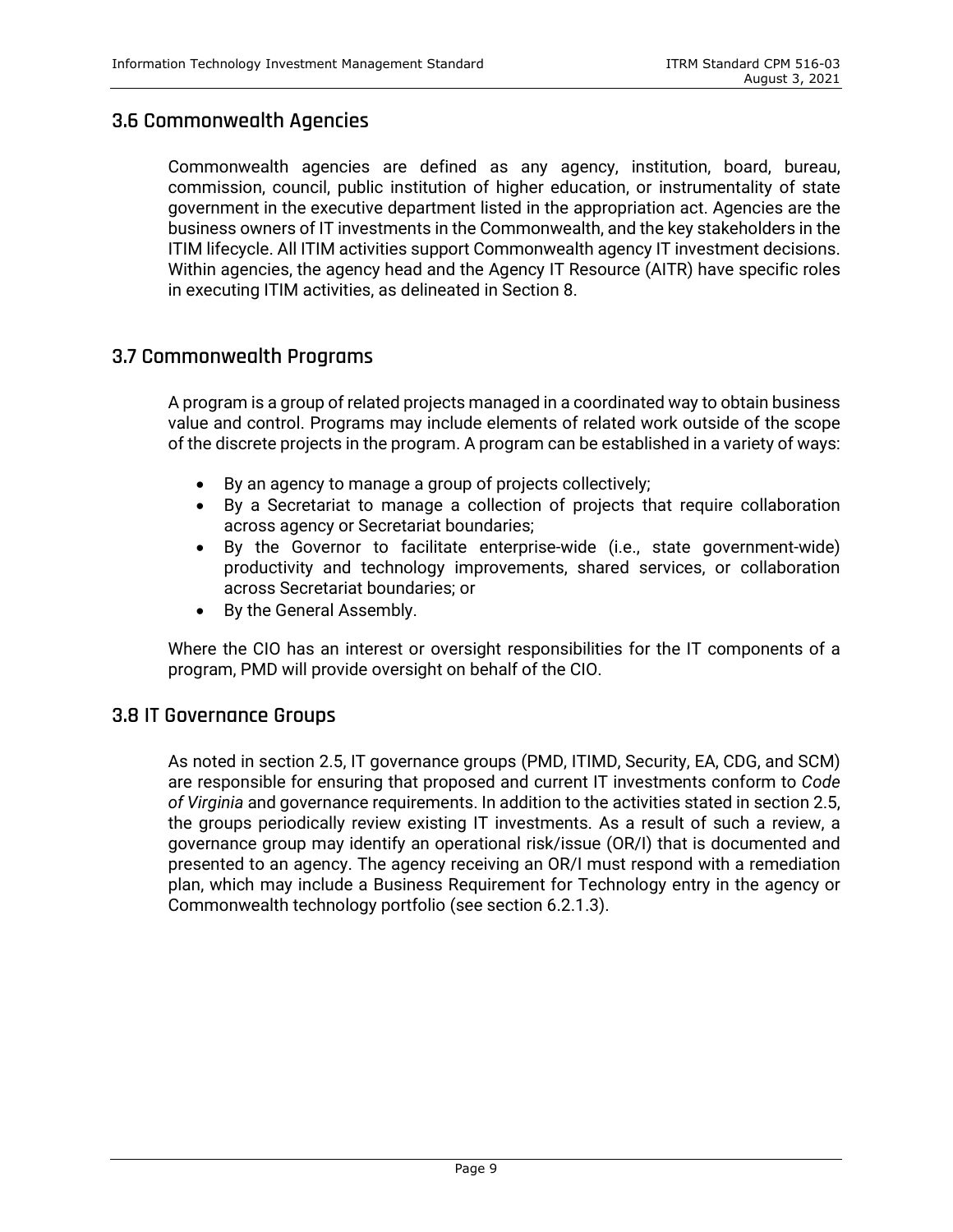## 3.6 Commonwealth Agencies

Commonwealth agencies are defined as any agency, institution, board, bureau, commission, council, public institution of higher education, or instrumentality of state government in the executive department listed in the appropriation act. Agencies are the business owners of IT investments in the Commonwealth, and the key stakeholders in the ITIM lifecycle. All ITIM activities support Commonwealth agency IT investment decisions. Within agencies, the agency head and the Agency IT Resource (AITR) have specific roles in executing ITIM activities, as delineated in Section 8.

## 3.7 Commonwealth Programs

A program is a group of related projects managed in a coordinated way to obtain business value and control. Programs may include elements of related work outside of the scope of the discrete projects in the program. A program can be established in a variety of ways:

- By an agency to manage a group of projects collectively;
- By a Secretariat to manage a collection of projects that require collaboration across agency or Secretariat boundaries;
- By the Governor to facilitate enterprise-wide (i.e., state government-wide) productivity and technology improvements, shared services, or collaboration across Secretariat boundaries; or
- By the General Assembly.

Where the CIO has an interest or oversight responsibilities for the IT components of a program, PMD will provide oversight on behalf of the CIO.

## 3.8 IT Governance Groups

As noted in section 2.5, IT governance groups (PMD, ITIMD, Security, EA, CDG, and SCM) are responsible for ensuring that proposed and current IT investments conform to *Code of Virginia* and governance requirements. In addition to the activities stated in section 2.5, the groups periodically review existing IT investments. As a result of such a review, a governance group may identify an operational risk/issue (OR/I) that is documented and presented to an agency. The agency receiving an OR/I must respond with a remediation plan, which may include a Business Requirement for Technology entry in the agency or Commonwealth technology portfolio (see section 6.2.1.3).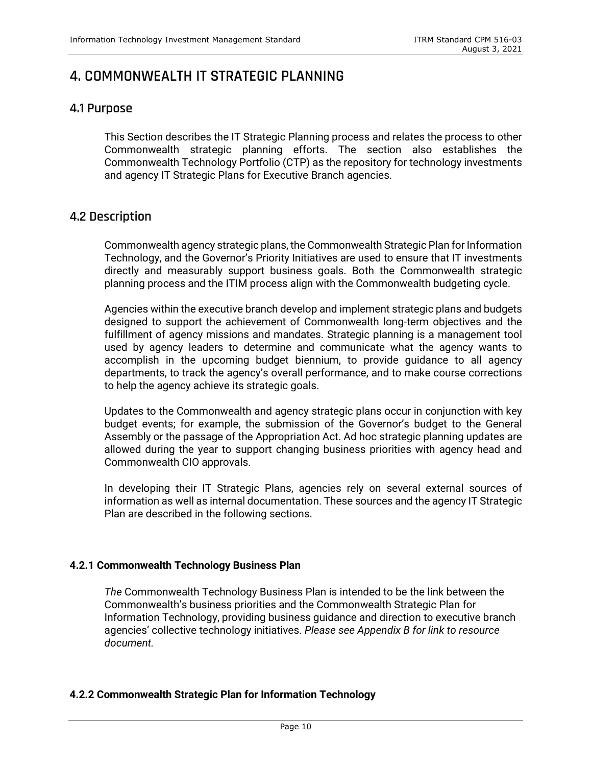# 4. COMMONWEALTH IT STRATEGIC PLANNING

## 4.1 Purpose

This Section describes the IT Strategic Planning process and relates the process to other Commonwealth strategic planning efforts. The section also establishes the Commonwealth Technology Portfolio (CTP) as the repository for technology investments and agency IT Strategic Plans for Executive Branch agencies.

## 4.2 Description

Commonwealth agency strategic plans, the Commonwealth Strategic Plan for Information Technology, and the Governor's Priority Initiatives are used to ensure that IT investments directly and measurably support business goals. Both the Commonwealth strategic planning process and the ITIM process align with the Commonwealth budgeting cycle.

Agencies within the executive branch develop and implement strategic plans and budgets designed to support the achievement of Commonwealth long-term objectives and the fulfillment of agency missions and mandates. Strategic planning is a management tool used by agency leaders to determine and communicate what the agency wants to accomplish in the upcoming budget biennium, to provide guidance to all agency departments, to track the agency's overall performance, and to make course corrections to help the agency achieve its strategic goals.

Updates to the Commonwealth and agency strategic plans occur in conjunction with key budget events; for example, the submission of the Governor's budget to the General Assembly or the passage of the Appropriation Act. Ad hoc strategic planning updates are allowed during the year to support changing business priorities with agency head and Commonwealth CIO approvals.

In developing their IT Strategic Plans, agencies rely on several external sources of information as well as internal documentation. These sources and the agency IT Strategic Plan are described in the following sections.

### 4.2.1 Commonwealth Technology Business Plan

*The* Commonwealth Technology Business Plan is intended to be the link between the Commonwealth's business priorities and the Commonwealth Strategic Plan for Information Technology, providing business guidance and direction to executive branch agencies' collective technology initiatives. *Please see Appendix B for link to resource document.*

### 4.2.2 Commonwealth Strategic Plan for Information Technology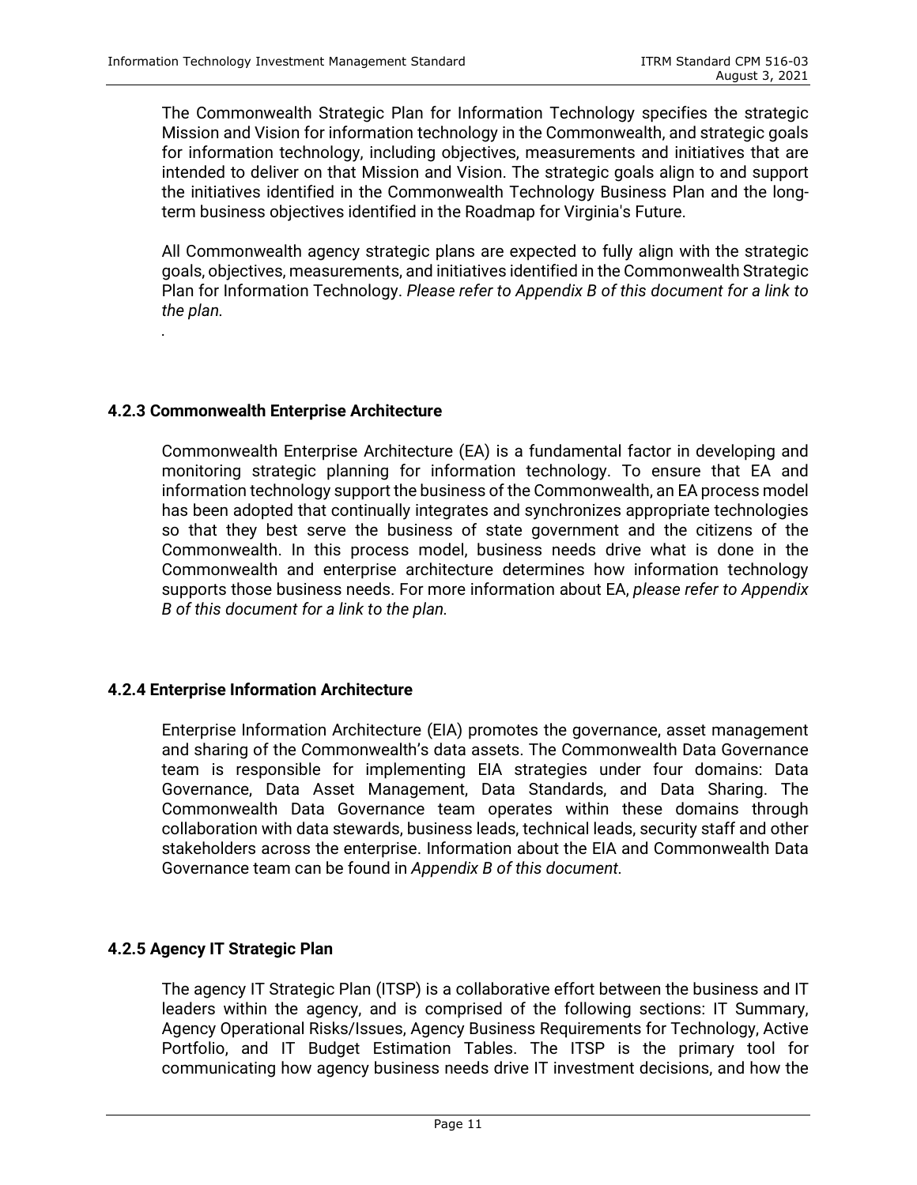The Commonwealth Strategic Plan for Information Technology specifies the strategic Mission and Vision for information technology in the Commonwealth, and strategic goals for information technology, including objectives, measurements and initiatives that are intended to deliver on that Mission and Vision. The strategic goals align to and support the initiatives identified in the Commonwealth Technology Business Plan and the long-term business objectives identified in the Roadmap for Virginia's Future.

All Commonwealth agency strategic plans are expected to fully align with the strategic goals, objectives, measurements, and initiatives identified in the Commonwealth Strategic Plan for Information Technology. *Please refer to Appendix B of this document for a link to the plan.*

.

### 4.2.3 Commonwealth Enterprise Architecture

Commonwealth Enterprise Architecture (EA) is a fundamental factor in developing and monitoring strategic planning for information technology. To ensure that EA and information technology support the business of the Commonwealth, an EA process model has been adopted that continually integrates and synchronizes appropriate technologies so that they best serve the business of state government and the citizens of the Commonwealth. In this process model, business needs drive what is done in the Commonwealth and enterprise architecture determines how information technology supports those business needs. For more information about EA, *please refer to Appendix B of this document for a link to the plan.*

### 4.2.4 Enterprise Information Architecture

Enterprise Information Architecture (EIA) promotes the governance, asset management and sharing of the Commonwealth's data assets. The Commonwealth Data Governance team is responsible for implementing EIA strategies under four domains: Data Governance, Data Asset Management, Data Standards, and Data Sharing. The Commonwealth Data Governance team operates within these domains through collaboration with data stewards, business leads, technical leads, security staff and other stakeholders across the enterprise. Information about the EIA and Commonwealth Data Governance team can be found in *Appendix B of this document.*

### 4.2.5 Agency IT Strategic Plan

The agency IT Strategic Plan (ITSP) is a collaborative effort between the business and IT leaders within the agency, and is comprised of the following sections: IT Summary, Agency Operational Risks/Issues, Agency Business Requirements for Technology, Active Portfolio, and IT Budget Estimation Tables. The ITSP is the primary tool for communicating how agency business needs drive IT investment decisions, and how the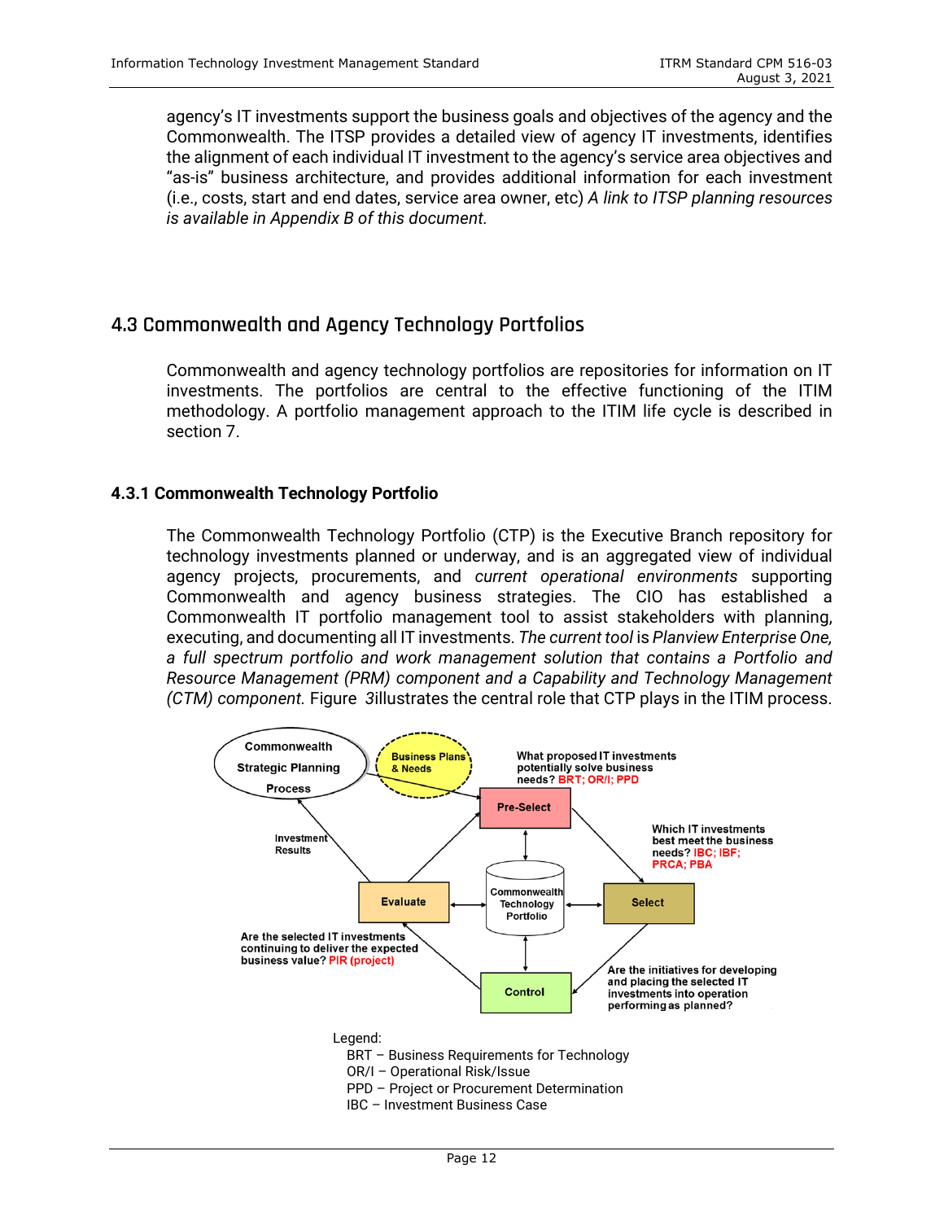agency's IT investments support the business goals and objectives of the agency and the Commonwealth. The ITSP provides a detailed view of agency IT investments, identifies the alignment of each individual IT investment to the agency's service area objectives and "as-is" business architecture, and provides additional information for each investment (i.e., costs, start and end dates, service area owner, etc) *A link to ITSP planning resources is available in Appendix B of this document.*

## 4.3 Commonwealth and Agency Technology Portfolios

Commonwealth and agency technology portfolios are repositories for information on IT investments. The portfolios are central to the effective functioning of the ITIM methodology. A portfolio management approach to the ITIM life cycle is described in section 7.

### 4.3.1 Commonwealth Technology Portfolio

The Commonwealth Technology Portfolio (CTP) is the Executive Branch repository for technology investments planned or underway, and is an aggregated view of individual agency projects, procurements, and *current operational environments* supporting Commonwealth and agency business strategies. The CIO has established a Commonwealth IT portfolio management tool to assist stakeholders with planning, executing, and documenting all IT investments. *The current tool* is *Planview Enterprise One, a full spectrum portfolio and work management solution that contains a Portfolio and Resource Management (PRM) component and a Capability and Technology Management (CTM) component.* Figure 3illustrates the central role that CTP plays in the ITIM process.

Commonwealth Strategic Planning Process

Business Plans & Needs

What proposed IT investments potentially solve business needs? BRT; OR/I; PPD

Pre-Select

Which IT investments best meet the business needs? IBC; IBF; PRCA; PBA

Investment Results

Evaluate

Commonwealth Technology Portfolio

Select

Are the selected IT investments continuing to deliver the expected business value? PIR (project)

Control

Are the initiatives for developing and placing the selected IT investments into operation performing as planned?

Legend:
- BRT – Business Requirements for Technology
- OR/I – Operational Risk/Issue
- PPD – Project or Procurement Determination
- IBC – Investment Business Case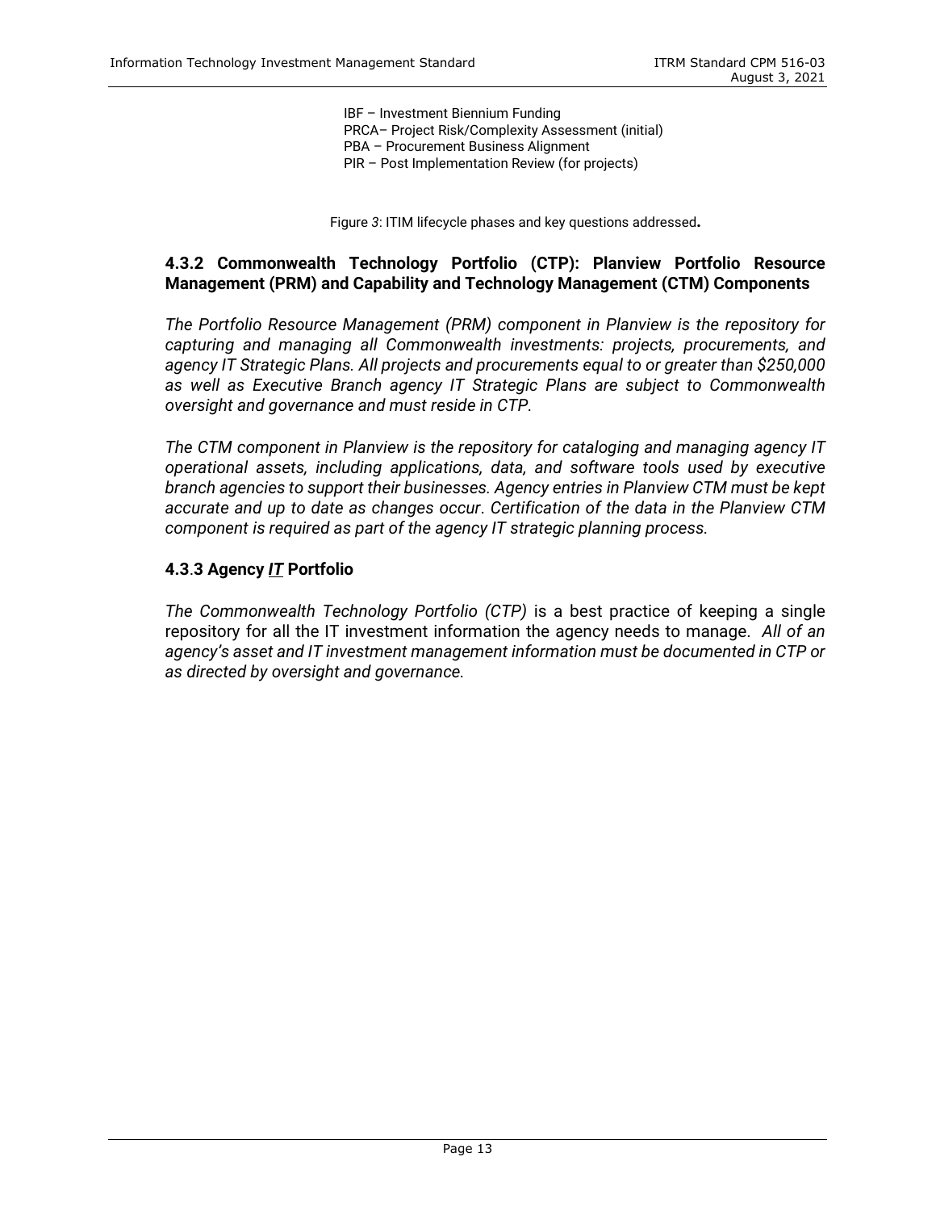IBF – Investment Biennium Funding
PRCA– Project Risk/Complexity Assessment (initial)
PBA – Procurement Business Alignment
PIR – Post Implementation Review (for projects)

Figure *3*: ITIM lifecycle phases and key questions addressed**.**

### 4.3.2 Commonwealth Technology Portfolio (CTP): Planview Portfolio Resource Management (PRM) and Capability and Technology Management (CTM) Components

*The Portfolio Resource Management (PRM) component in Planview is the repository for capturing and managing all Commonwealth investments: projects, procurements, and agency IT Strategic Plans. All projects and procurements equal to or greater than $250,000 as well as Executive Branch agency IT Strategic Plans are subject to Commonwealth oversight and governance and must reside in CTP.*

*The CTM component in Planview is the repository for cataloging and managing agency IT operational assets, including applications, data, and software tools used by executive branch agencies to support their businesses. Agency entries in Planview CTM must be kept accurate and up to date as changes occur. Certification of the data in the Planview CTM component is required as part of the agency IT strategic planning process.*

### 4.3.3 Agency *IT* Portfolio

*The Commonwealth Technology Portfolio (CTP)* is a best practice of keeping a single repository for all the IT investment information the agency needs to manage. *All of an agency's asset and IT investment management information must be documented in CTP or as directed by oversight and governance.*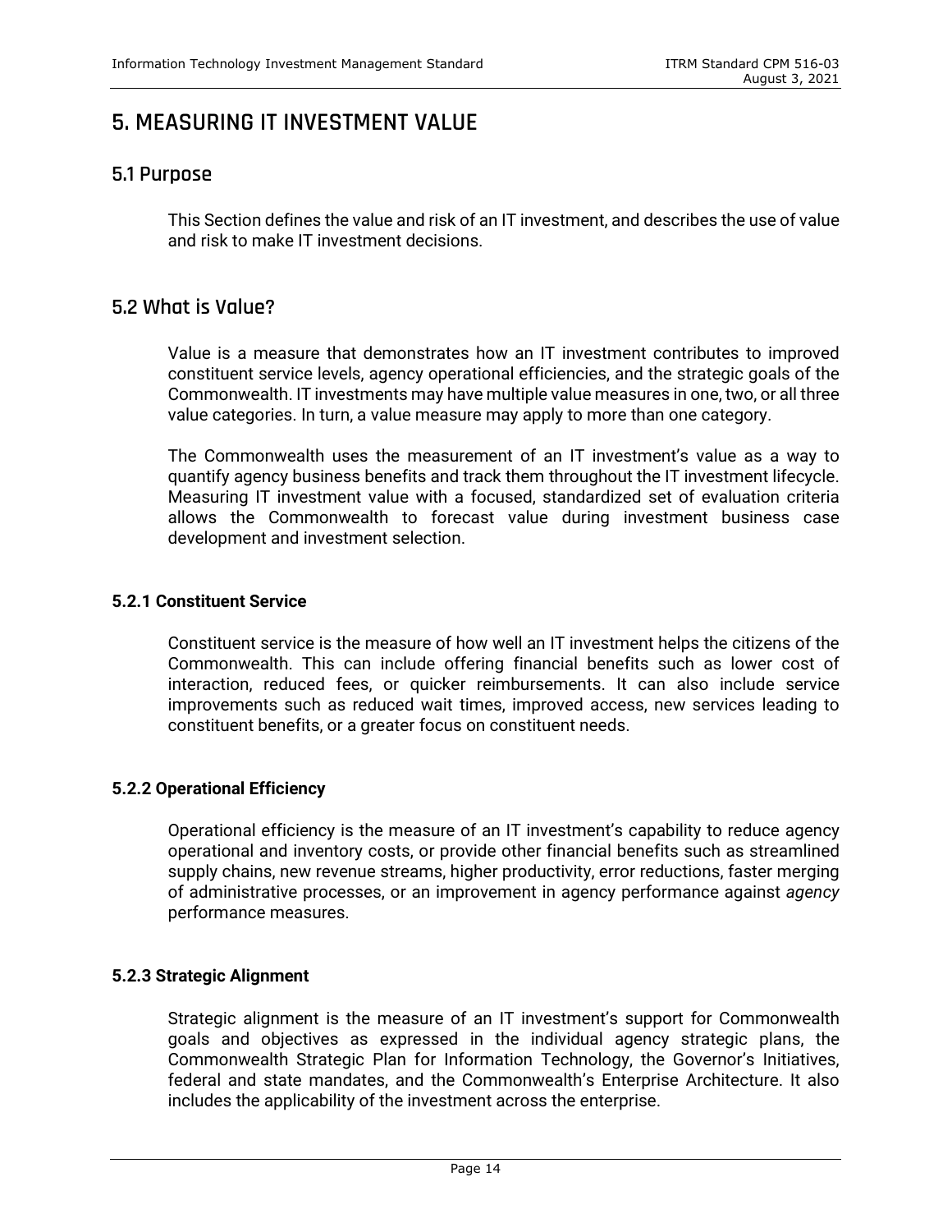# 5. MEASURING IT INVESTMENT VALUE

## 5.1 Purpose

This Section defines the value and risk of an IT investment, and describes the use of value and risk to make IT investment decisions.

## 5.2 What is Value?

Value is a measure that demonstrates how an IT investment contributes to improved constituent service levels, agency operational efficiencies, and the strategic goals of the Commonwealth. IT investments may have multiple value measures in one, two, or all three value categories. In turn, a value measure may apply to more than one category.

The Commonwealth uses the measurement of an IT investment's value as a way to quantify agency business benefits and track them throughout the IT investment lifecycle. Measuring IT investment value with a focused, standardized set of evaluation criteria allows the Commonwealth to forecast value during investment business case development and investment selection.

### 5.2.1 Constituent Service

Constituent service is the measure of how well an IT investment helps the citizens of the Commonwealth. This can include offering financial benefits such as lower cost of interaction, reduced fees, or quicker reimbursements. It can also include service improvements such as reduced wait times, improved access, new services leading to constituent benefits, or a greater focus on constituent needs.

### 5.2.2 Operational Efficiency

Operational efficiency is the measure of an IT investment's capability to reduce agency operational and inventory costs, or provide other financial benefits such as streamlined supply chains, new revenue streams, higher productivity, error reductions, faster merging of administrative processes, or an improvement in agency performance against *agency* performance measures.

### 5.2.3 Strategic Alignment

Strategic alignment is the measure of an IT investment's support for Commonwealth goals and objectives as expressed in the individual agency strategic plans, the Commonwealth Strategic Plan for Information Technology, the Governor's Initiatives, federal and state mandates, and the Commonwealth's Enterprise Architecture. It also includes the applicability of the investment across the enterprise.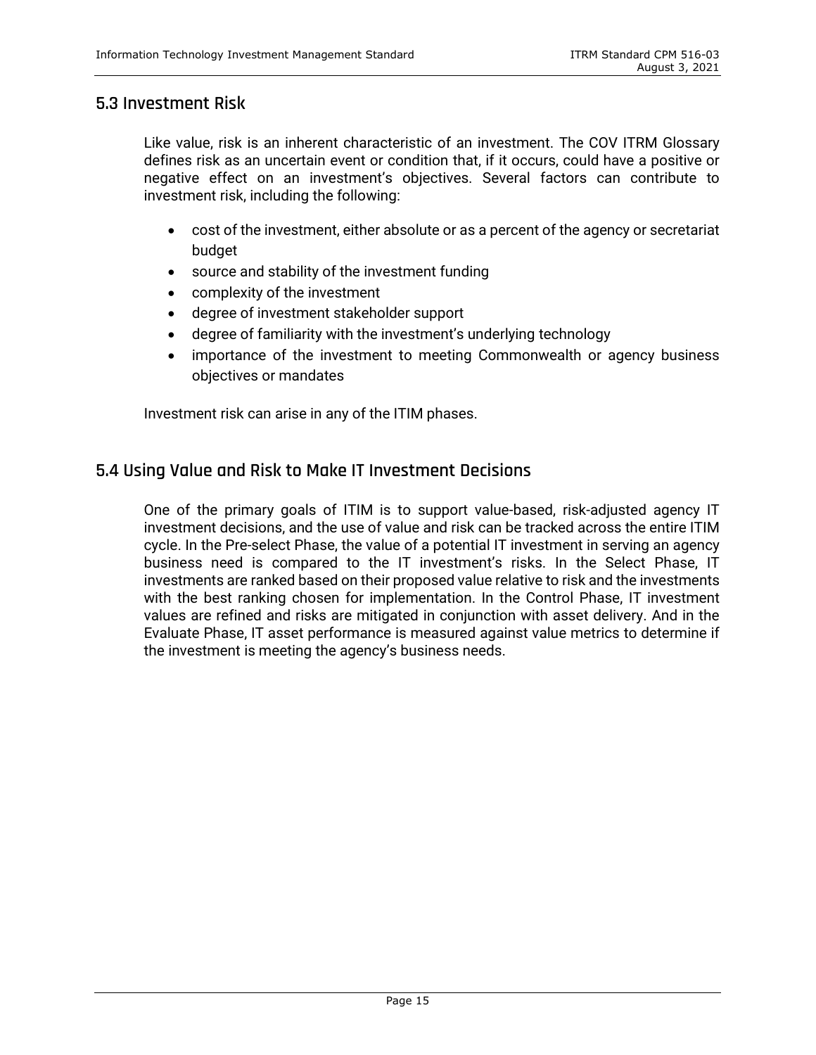## 5.3 Investment Risk

Like value, risk is an inherent characteristic of an investment. The COV ITRM Glossary defines risk as an uncertain event or condition that, if it occurs, could have a positive or negative effect on an investment's objectives. Several factors can contribute to investment risk, including the following:

- cost of the investment, either absolute or as a percent of the agency or secretariat budget
- source and stability of the investment funding
- complexity of the investment
- degree of investment stakeholder support
- degree of familiarity with the investment's underlying technology
- importance of the investment to meeting Commonwealth or agency business objectives or mandates

Investment risk can arise in any of the ITIM phases.

## 5.4 Using Value and Risk to Make IT Investment Decisions

One of the primary goals of ITIM is to support value-based, risk-adjusted agency IT investment decisions, and the use of value and risk can be tracked across the entire ITIM cycle. In the Pre-select Phase, the value of a potential IT investment in serving an agency business need is compared to the IT investment's risks. In the Select Phase, IT investments are ranked based on their proposed value relative to risk and the investments with the best ranking chosen for implementation. In the Control Phase, IT investment values are refined and risks are mitigated in conjunction with asset delivery. And in the Evaluate Phase, IT asset performance is measured against value metrics to determine if the investment is meeting the agency's business needs.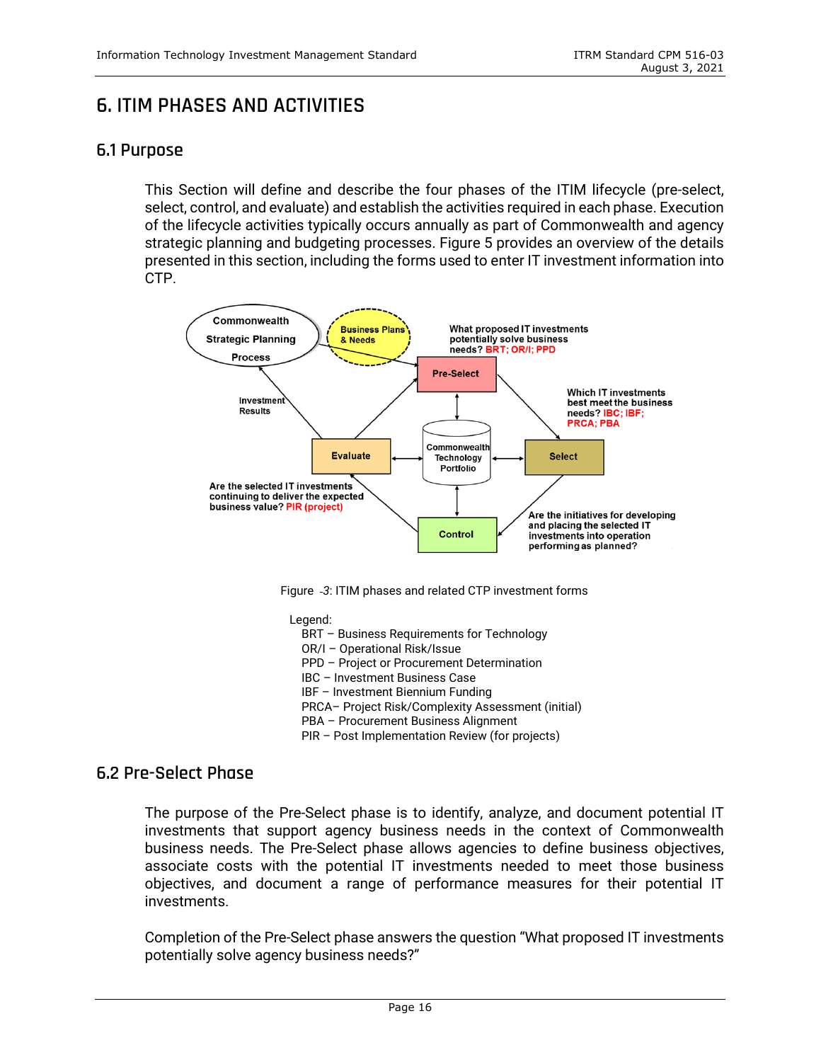# 6. ITIM PHASES AND ACTIVITIES

## 6.1 Purpose

This Section will define and describe the four phases of the ITIM lifecycle (pre-select, select, control, and evaluate) and establish the activities required in each phase. Execution of the lifecycle activities typically occurs annually as part of Commonwealth and agency strategic planning and budgeting processes. Figure 5 provides an overview of the details presented in this section, including the forms used to enter IT investment information into CTP.

Figure -3: ITIM phases and related CTP investment forms

Legend:
- BRT – Business Requirements for Technology
- OR/I – Operational Risk/Issue
- PPD – Project or Procurement Determination
- IBC – Investment Business Case
- IBF – Investment Biennium Funding
- PRCA– Project Risk/Complexity Assessment (initial)
- PBA – Procurement Business Alignment
- PIR – Post Implementation Review (for projects)

## 6.2 Pre-Select Phase

The purpose of the Pre-Select phase is to identify, analyze, and document potential IT investments that support agency business needs in the context of Commonwealth business needs. The Pre-Select phase allows agencies to define business objectives, associate costs with the potential IT investments needed to meet those business objectives, and document a range of performance measures for their potential IT investments.

Completion of the Pre-Select phase answers the question "What proposed IT investments potentially solve agency business needs?"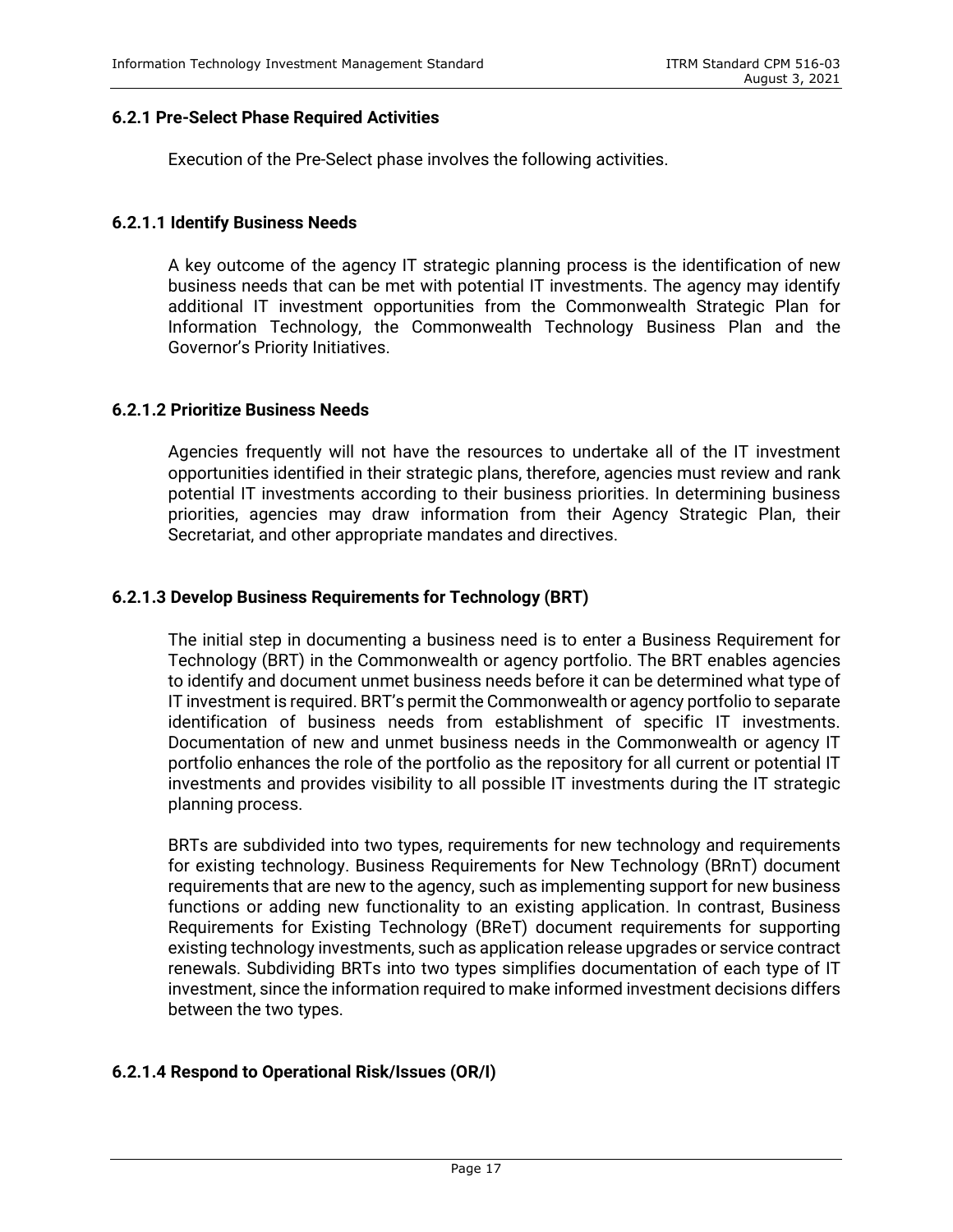### 6.2.1 Pre-Select Phase Required Activities

Execution of the Pre-Select phase involves the following activities.

#### 6.2.1.1 Identify Business Needs

A key outcome of the agency IT strategic planning process is the identification of new business needs that can be met with potential IT investments. The agency may identify additional IT investment opportunities from the Commonwealth Strategic Plan for Information Technology, the Commonwealth Technology Business Plan and the Governor's Priority Initiatives.

#### 6.2.1.2 Prioritize Business Needs

Agencies frequently will not have the resources to undertake all of the IT investment opportunities identified in their strategic plans, therefore, agencies must review and rank potential IT investments according to their business priorities. In determining business priorities, agencies may draw information from their Agency Strategic Plan, their Secretariat, and other appropriate mandates and directives.

#### 6.2.1.3 Develop Business Requirements for Technology (BRT)

The initial step in documenting a business need is to enter a Business Requirement for Technology (BRT) in the Commonwealth or agency portfolio. The BRT enables agencies to identify and document unmet business needs before it can be determined what type of IT investment is required. BRT's permit the Commonwealth or agency portfolio to separate identification of business needs from establishment of specific IT investments. Documentation of new and unmet business needs in the Commonwealth or agency IT portfolio enhances the role of the portfolio as the repository for all current or potential IT investments and provides visibility to all possible IT investments during the IT strategic planning process.

BRTs are subdivided into two types, requirements for new technology and requirements for existing technology. Business Requirements for New Technology (BRnT) document requirements that are new to the agency, such as implementing support for new business functions or adding new functionality to an existing application. In contrast, Business Requirements for Existing Technology (BReT) document requirements for supporting existing technology investments, such as application release upgrades or service contract renewals. Subdividing BRTs into two types simplifies documentation of each type of IT investment, since the information required to make informed investment decisions differs between the two types.

#### 6.2.1.4 Respond to Operational Risk/Issues (OR/I)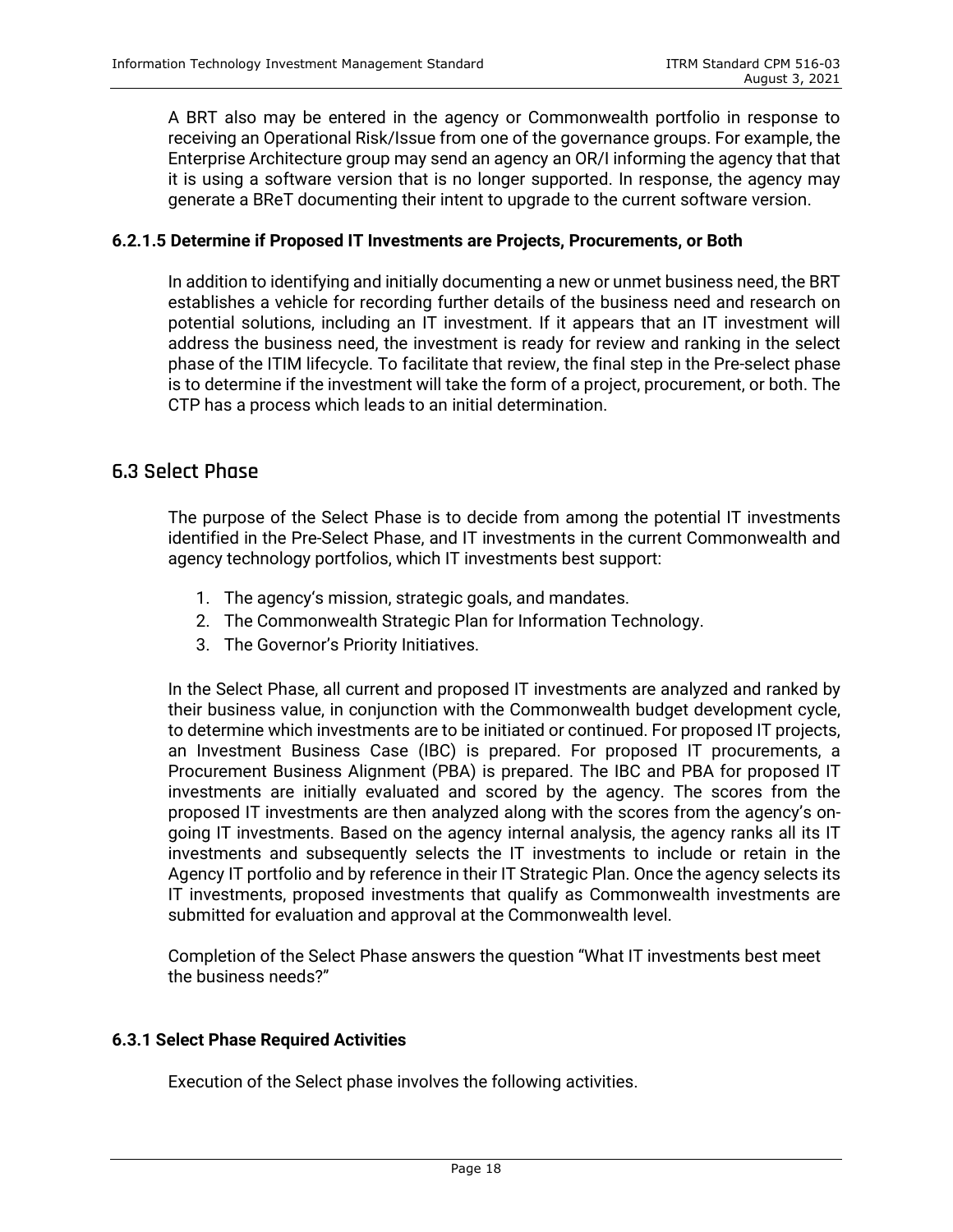A BRT also may be entered in the agency or Commonwealth portfolio in response to receiving an Operational Risk/Issue from one of the governance groups. For example, the Enterprise Architecture group may send an agency an OR/I informing the agency that that it is using a software version that is no longer supported. In response, the agency may generate a BReT documenting their intent to upgrade to the current software version.

#### 6.2.1.5 Determine if Proposed IT Investments are Projects, Procurements, or Both

In addition to identifying and initially documenting a new or unmet business need, the BRT establishes a vehicle for recording further details of the business need and research on potential solutions, including an IT investment. If it appears that an IT investment will address the business need, the investment is ready for review and ranking in the select phase of the ITIM lifecycle. To facilitate that review, the final step in the Pre-select phase is to determine if the investment will take the form of a project, procurement, or both. The CTP has a process which leads to an initial determination.

## 6.3 Select Phase

The purpose of the Select Phase is to decide from among the potential IT investments identified in the Pre-Select Phase, and IT investments in the current Commonwealth and agency technology portfolios, which IT investments best support:

1. The agency's mission, strategic goals, and mandates.
2. The Commonwealth Strategic Plan for Information Technology.
3. The Governor's Priority Initiatives.

In the Select Phase, all current and proposed IT investments are analyzed and ranked by their business value, in conjunction with the Commonwealth budget development cycle, to determine which investments are to be initiated or continued. For proposed IT projects, an Investment Business Case (IBC) is prepared. For proposed IT procurements, a Procurement Business Alignment (PBA) is prepared. The IBC and PBA for proposed IT investments are initially evaluated and scored by the agency. The scores from the proposed IT investments are then analyzed along with the scores from the agency's on-going IT investments. Based on the agency internal analysis, the agency ranks all its IT investments and subsequently selects the IT investments to include or retain in the Agency IT portfolio and by reference in their IT Strategic Plan. Once the agency selects its IT investments, proposed investments that qualify as Commonwealth investments are submitted for evaluation and approval at the Commonwealth level.

Completion of the Select Phase answers the question "What IT investments best meet the business needs?"

### 6.3.1 Select Phase Required Activities

Execution of the Select phase involves the following activities.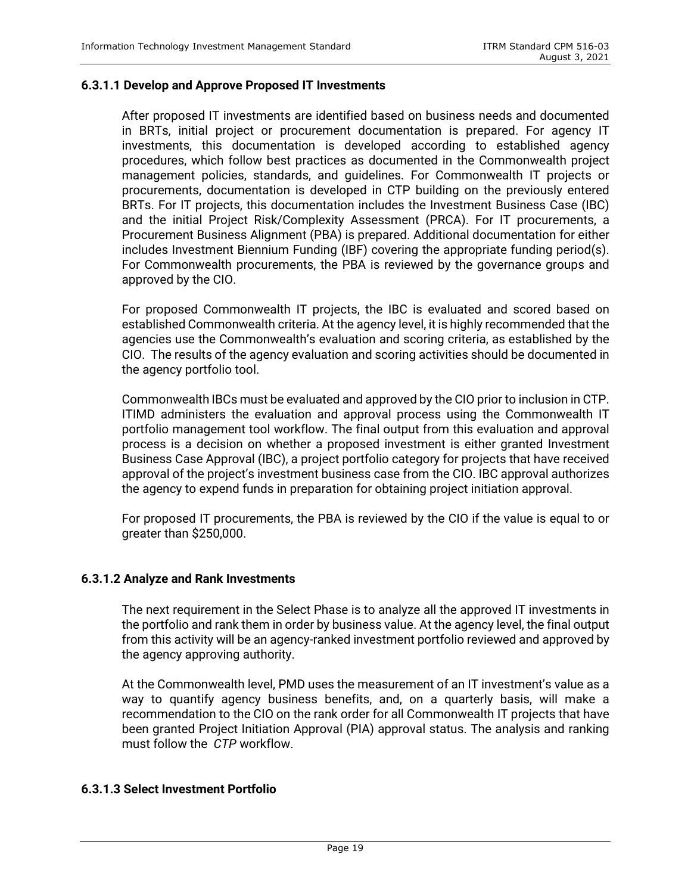#### 6.3.1.1 Develop and Approve Proposed IT Investments

After proposed IT investments are identified based on business needs and documented in BRTs, initial project or procurement documentation is prepared. For agency IT investments, this documentation is developed according to established agency procedures, which follow best practices as documented in the Commonwealth project management policies, standards, and guidelines. For Commonwealth IT projects or procurements, documentation is developed in CTP building on the previously entered BRTs. For IT projects, this documentation includes the Investment Business Case (IBC) and the initial Project Risk/Complexity Assessment (PRCA). For IT procurements, a Procurement Business Alignment (PBA) is prepared. Additional documentation for either includes Investment Biennium Funding (IBF) covering the appropriate funding period(s). For Commonwealth procurements, the PBA is reviewed by the governance groups and approved by the CIO.

For proposed Commonwealth IT projects, the IBC is evaluated and scored based on established Commonwealth criteria. At the agency level, it is highly recommended that the agencies use the Commonwealth's evaluation and scoring criteria, as established by the CIO. The results of the agency evaluation and scoring activities should be documented in the agency portfolio tool.

Commonwealth IBCs must be evaluated and approved by the CIO prior to inclusion in CTP. ITIMD administers the evaluation and approval process using the Commonwealth IT portfolio management tool workflow. The final output from this evaluation and approval process is a decision on whether a proposed investment is either granted Investment Business Case Approval (IBC), a project portfolio category for projects that have received approval of the project's investment business case from the CIO. IBC approval authorizes the agency to expend funds in preparation for obtaining project initiation approval.

For proposed IT procurements, the PBA is reviewed by the CIO if the value is equal to or greater than $250,000.

#### 6.3.1.2 Analyze and Rank Investments

The next requirement in the Select Phase is to analyze all the approved IT investments in the portfolio and rank them in order by business value. At the agency level, the final output from this activity will be an agency-ranked investment portfolio reviewed and approved by the agency approving authority.

At the Commonwealth level, PMD uses the measurement of an IT investment's value as a way to quantify agency business benefits, and, on a quarterly basis, will make a recommendation to the CIO on the rank order for all Commonwealth IT projects that have been granted Project Initiation Approval (PIA) approval status. The analysis and ranking must follow the *CTP* workflow.

#### 6.3.1.3 Select Investment Portfolio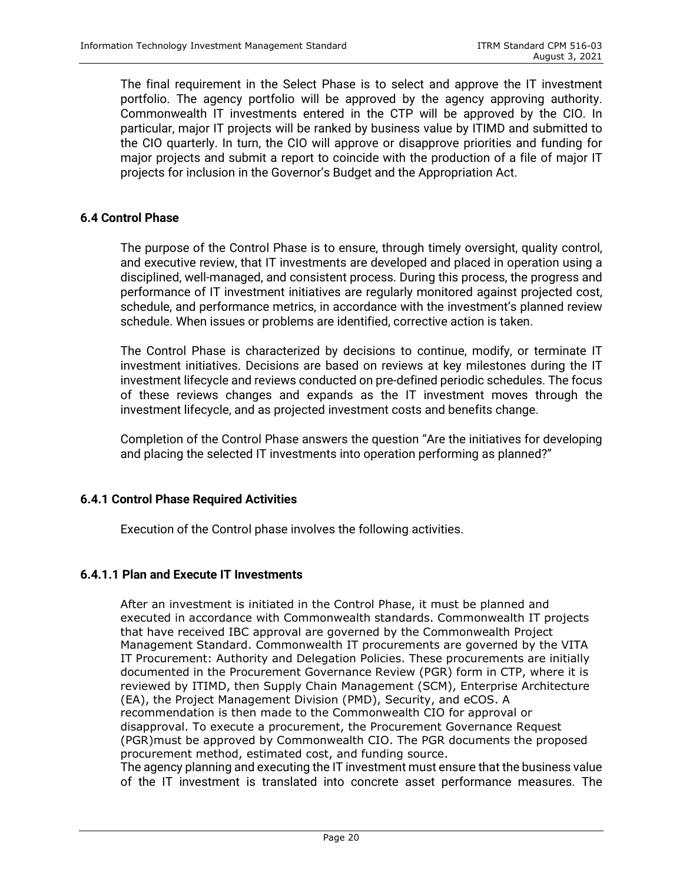The final requirement in the Select Phase is to select and approve the IT investment portfolio. The agency portfolio will be approved by the agency approving authority. Commonwealth IT investments entered in the CTP will be approved by the CIO. In particular, major IT projects will be ranked by business value by ITIMD and submitted to the CIO quarterly. In turn, the CIO will approve or disapprove priorities and funding for major projects and submit a report to coincide with the production of a file of major IT projects for inclusion in the Governor's Budget and the Appropriation Act.

### 6.4 Control Phase

The purpose of the Control Phase is to ensure, through timely oversight, quality control, and executive review, that IT investments are developed and placed in operation using a disciplined, well-managed, and consistent process. During this process, the progress and performance of IT investment initiatives are regularly monitored against projected cost, schedule, and performance metrics, in accordance with the investment's planned review schedule. When issues or problems are identified, corrective action is taken.

The Control Phase is characterized by decisions to continue, modify, or terminate IT investment initiatives. Decisions are based on reviews at key milestones during the IT investment lifecycle and reviews conducted on pre-defined periodic schedules. The focus of these reviews changes and expands as the IT investment moves through the investment lifecycle, and as projected investment costs and benefits change.

Completion of the Control Phase answers the question "Are the initiatives for developing and placing the selected IT investments into operation performing as planned?"

### 6.4.1 Control Phase Required Activities

Execution of the Control phase involves the following activities.

#### 6.4.1.1 Plan and Execute IT Investments

After an investment is initiated in the Control Phase, it must be planned and executed in accordance with Commonwealth standards. Commonwealth IT projects that have received IBC approval are governed by the Commonwealth Project Management Standard. Commonwealth IT procurements are governed by the VITA IT Procurement: Authority and Delegation Policies. These procurements are initially documented in the Procurement Governance Review (PGR) form in CTP, where it is reviewed by ITIMD, then Supply Chain Management (SCM), Enterprise Architecture (EA), the Project Management Division (PMD), Security, and eCOS. A recommendation is then made to the Commonwealth CIO for approval or disapproval. To execute a procurement, the Procurement Governance Request (PGR)must be approved by Commonwealth CIO. The PGR documents the proposed procurement method, estimated cost, and funding source.
The agency planning and executing the IT investment must ensure that the business value of the IT investment is translated into concrete asset performance measures. The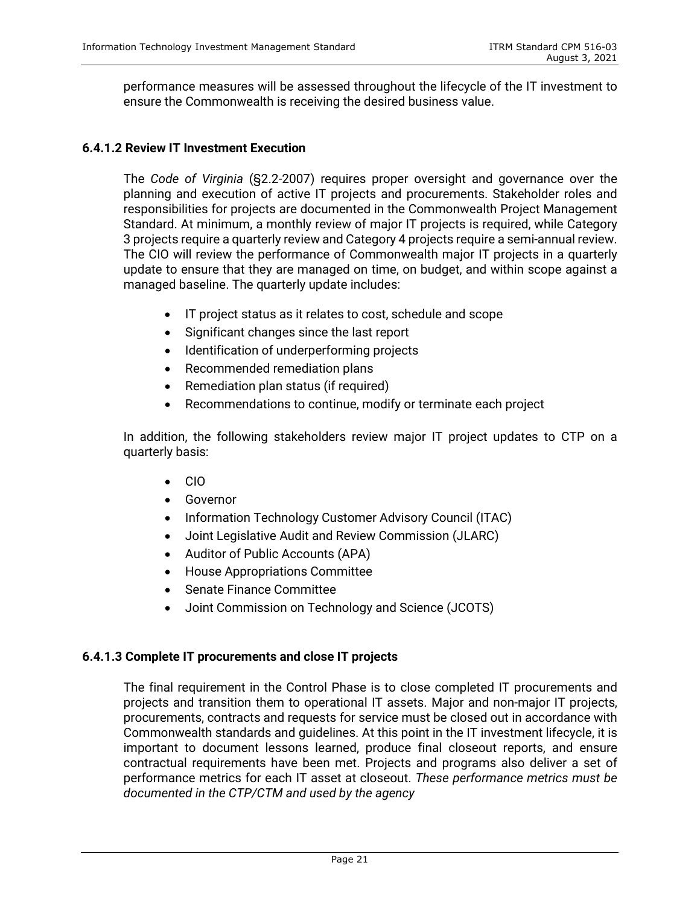performance measures will be assessed throughout the lifecycle of the IT investment to ensure the Commonwealth is receiving the desired business value.

#### 6.4.1.2 Review IT Investment Execution

The *Code of Virginia* (§2.2-2007) requires proper oversight and governance over the planning and execution of active IT projects and procurements. Stakeholder roles and responsibilities for projects are documented in the Commonwealth Project Management Standard. At minimum, a monthly review of major IT projects is required, while Category 3 projects require a quarterly review and Category 4 projects require a semi-annual review. The CIO will review the performance of Commonwealth major IT projects in a quarterly update to ensure that they are managed on time, on budget, and within scope against a managed baseline. The quarterly update includes:

- IT project status as it relates to cost, schedule and scope
- Significant changes since the last report
- Identification of underperforming projects
- Recommended remediation plans
- Remediation plan status (if required)
- Recommendations to continue, modify or terminate each project

In addition, the following stakeholders review major IT project updates to CTP on a quarterly basis:

- CIO
- Governor
- Information Technology Customer Advisory Council (ITAC)
- Joint Legislative Audit and Review Commission (JLARC)
- Auditor of Public Accounts (APA)
- House Appropriations Committee
- Senate Finance Committee
- Joint Commission on Technology and Science (JCOTS)

#### 6.4.1.3 Complete IT procurements and close IT projects

The final requirement in the Control Phase is to close completed IT procurements and projects and transition them to operational IT assets. Major and non-major IT projects, procurements, contracts and requests for service must be closed out in accordance with Commonwealth standards and guidelines. At this point in the IT investment lifecycle, it is important to document lessons learned, produce final closeout reports, and ensure contractual requirements have been met. Projects and programs also deliver a set of performance metrics for each IT asset at closeout. *These performance metrics must be documented in the CTP/CTM and used by the agency*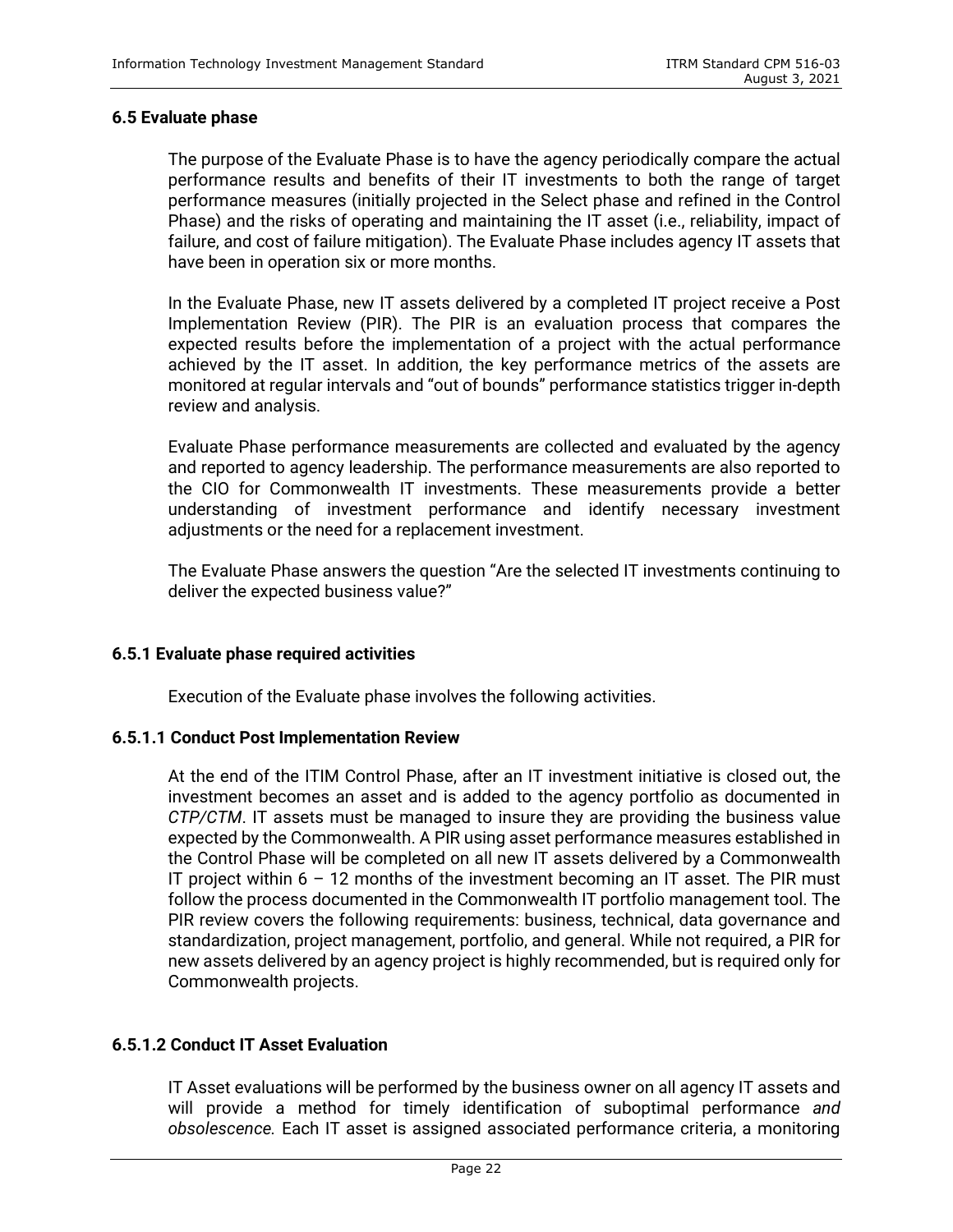### 6.5 Evaluate phase

The purpose of the Evaluate Phase is to have the agency periodically compare the actual performance results and benefits of their IT investments to both the range of target performance measures (initially projected in the Select phase and refined in the Control Phase) and the risks of operating and maintaining the IT asset (i.e., reliability, impact of failure, and cost of failure mitigation). The Evaluate Phase includes agency IT assets that have been in operation six or more months.

In the Evaluate Phase, new IT assets delivered by a completed IT project receive a Post Implementation Review (PIR). The PIR is an evaluation process that compares the expected results before the implementation of a project with the actual performance achieved by the IT asset. In addition, the key performance metrics of the assets are monitored at regular intervals and "out of bounds" performance statistics trigger in-depth review and analysis.

Evaluate Phase performance measurements are collected and evaluated by the agency and reported to agency leadership. The performance measurements are also reported to the CIO for Commonwealth IT investments. These measurements provide a better understanding of investment performance and identify necessary investment adjustments or the need for a replacement investment.

The Evaluate Phase answers the question "Are the selected IT investments continuing to deliver the expected business value?"

#### 6.5.1 Evaluate phase required activities

Execution of the Evaluate phase involves the following activities.

##### 6.5.1.1 Conduct Post Implementation Review

At the end of the ITIM Control Phase, after an IT investment initiative is closed out, the investment becomes an asset and is added to the agency portfolio as documented in *CTP/CTM*. IT assets must be managed to insure they are providing the business value expected by the Commonwealth. A PIR using asset performance measures established in the Control Phase will be completed on all new IT assets delivered by a Commonwealth IT project within 6 – 12 months of the investment becoming an IT asset. The PIR must follow the process documented in the Commonwealth IT portfolio management tool. The PIR review covers the following requirements: business, technical, data governance and standardization, project management, portfolio, and general. While not required, a PIR for new assets delivered by an agency project is highly recommended, but is required only for Commonwealth projects.

##### 6.5.1.2 Conduct IT Asset Evaluation

IT Asset evaluations will be performed by the business owner on all agency IT assets and will provide a method for timely identification of suboptimal performance *and obsolescence.* Each IT asset is assigned associated performance criteria, a monitoring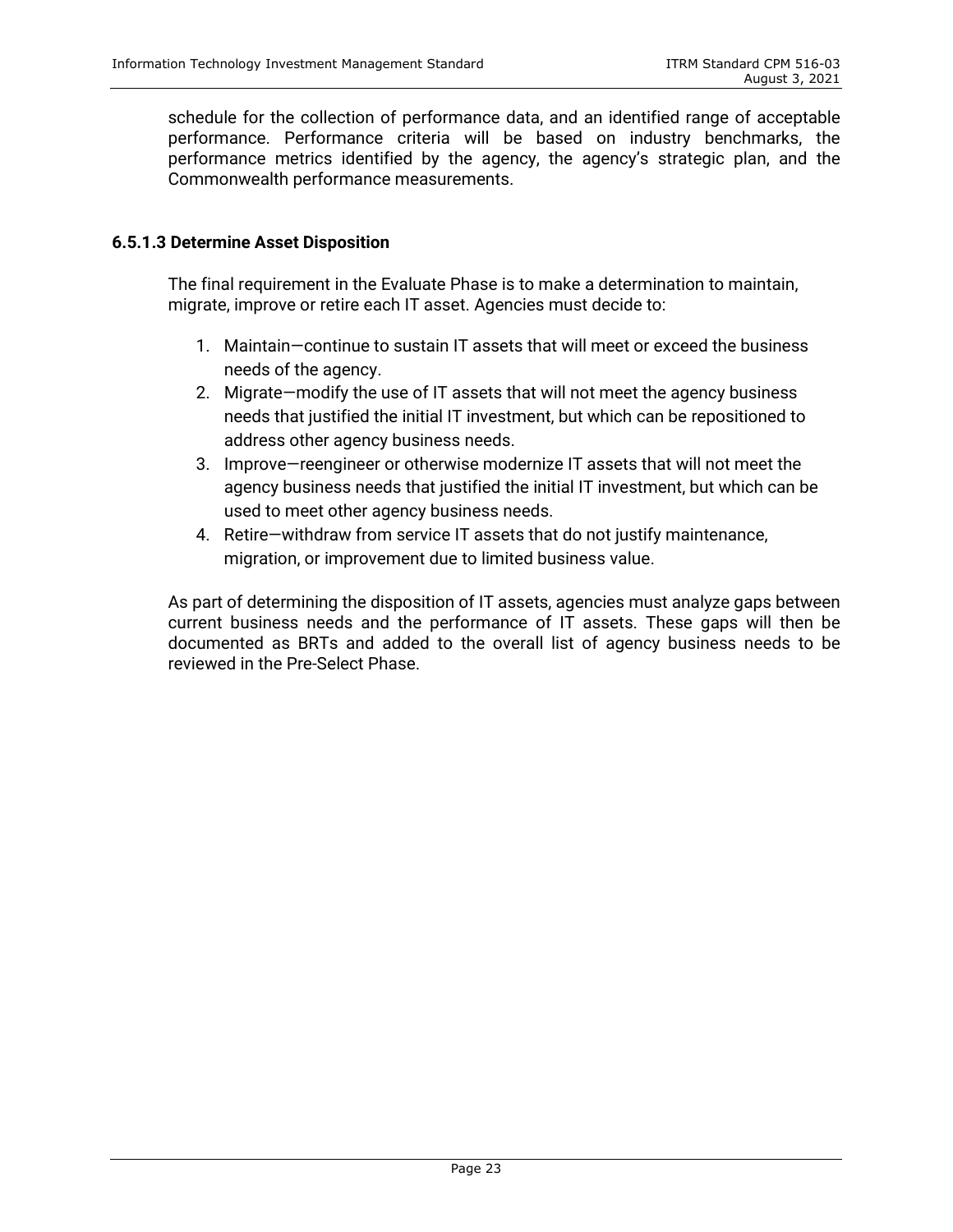schedule for the collection of performance data, and an identified range of acceptable performance. Performance criteria will be based on industry benchmarks, the performance metrics identified by the agency, the agency's strategic plan, and the Commonwealth performance measurements.

#### 6.5.1.3 Determine Asset Disposition

The final requirement in the Evaluate Phase is to make a determination to maintain, migrate, improve or retire each IT asset. Agencies must decide to:

1. Maintain—continue to sustain IT assets that will meet or exceed the business needs of the agency.
2. Migrate—modify the use of IT assets that will not meet the agency business needs that justified the initial IT investment, but which can be repositioned to address other agency business needs.
3. Improve—reengineer or otherwise modernize IT assets that will not meet the agency business needs that justified the initial IT investment, but which can be used to meet other agency business needs.
4. Retire—withdraw from service IT assets that do not justify maintenance, migration, or improvement due to limited business value.

As part of determining the disposition of IT assets, agencies must analyze gaps between current business needs and the performance of IT assets. These gaps will then be documented as BRTs and added to the overall list of agency business needs to be reviewed in the Pre-Select Phase.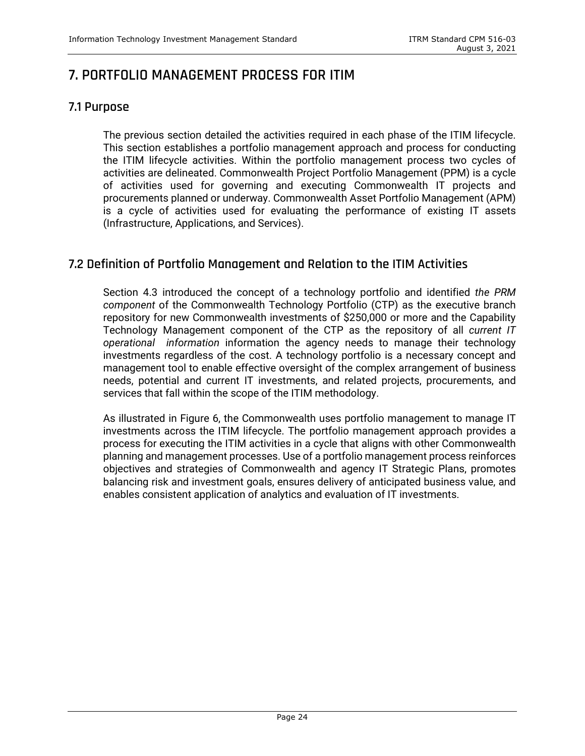# 7. PORTFOLIO MANAGEMENT PROCESS FOR ITIM

## 7.1 Purpose

The previous section detailed the activities required in each phase of the ITIM lifecycle. This section establishes a portfolio management approach and process for conducting the ITIM lifecycle activities. Within the portfolio management process two cycles of activities are delineated. Commonwealth Project Portfolio Management (PPM) is a cycle of activities used for governing and executing Commonwealth IT projects and procurements planned or underway. Commonwealth Asset Portfolio Management (APM) is a cycle of activities used for evaluating the performance of existing IT assets (Infrastructure, Applications, and Services).

## 7.2 Definition of Portfolio Management and Relation to the ITIM Activities

Section 4.3 introduced the concept of a technology portfolio and identified *the PRM component* of the Commonwealth Technology Portfolio (CTP) as the executive branch repository for new Commonwealth investments of $250,000 or more and the Capability Technology Management component of the CTP as the repository of all *current IT operational information* information the agency needs to manage their technology investments regardless of the cost. A technology portfolio is a necessary concept and management tool to enable effective oversight of the complex arrangement of business needs, potential and current IT investments, and related projects, procurements, and services that fall within the scope of the ITIM methodology.

As illustrated in Figure 6, the Commonwealth uses portfolio management to manage IT investments across the ITIM lifecycle. The portfolio management approach provides a process for executing the ITIM activities in a cycle that aligns with other Commonwealth planning and management processes. Use of a portfolio management process reinforces objectives and strategies of Commonwealth and agency IT Strategic Plans, promotes balancing risk and investment goals, ensures delivery of anticipated business value, and enables consistent application of analytics and evaluation of IT investments.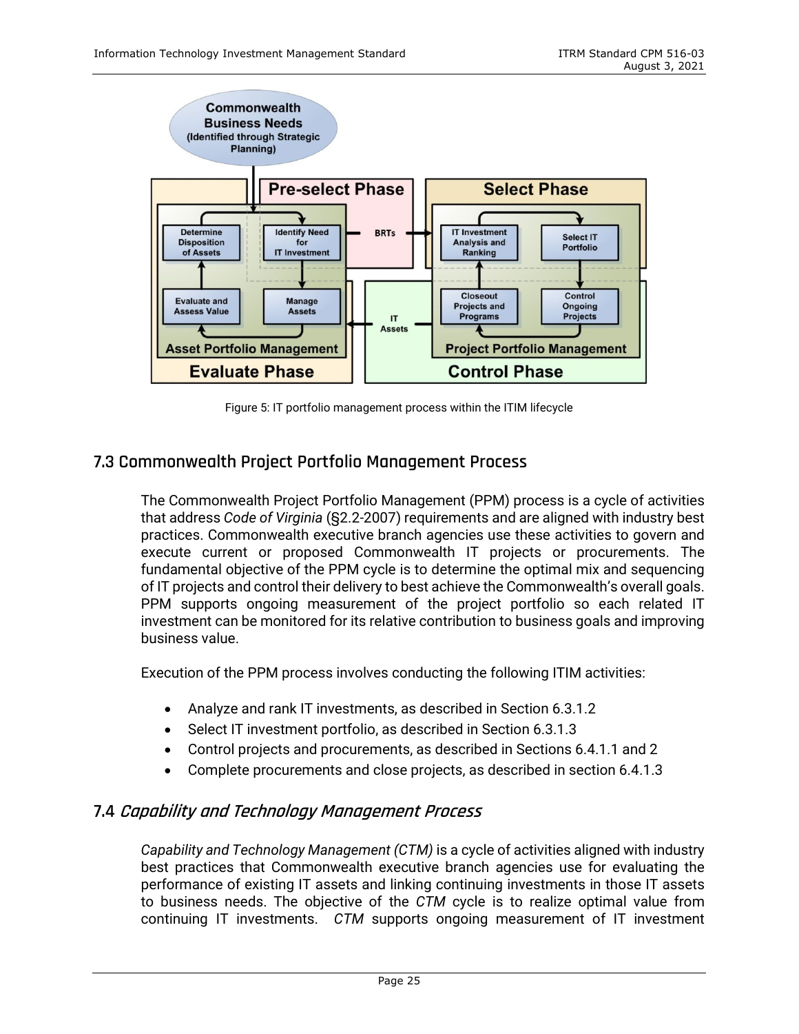Figure 5: IT portfolio management process within the ITIM lifecycle

## 7.3 Commonwealth Project Portfolio Management Process

The Commonwealth Project Portfolio Management (PPM) process is a cycle of activities that address *Code of Virginia* (§2.2-2007) requirements and are aligned with industry best practices. Commonwealth executive branch agencies use these activities to govern and execute current or proposed Commonwealth IT projects or procurements. The fundamental objective of the PPM cycle is to determine the optimal mix and sequencing of IT projects and control their delivery to best achieve the Commonwealth's overall goals. PPM supports ongoing measurement of the project portfolio so each related IT investment can be monitored for its relative contribution to business goals and improving business value.

Execution of the PPM process involves conducting the following ITIM activities:

- Analyze and rank IT investments, as described in Section 6.3.1.2
- Select IT investment portfolio, as described in Section 6.3.1.3
- Control projects and procurements, as described in Sections 6.4.1.1 and 2
- Complete procurements and close projects, as described in section 6.4.1.3

## 7.4 *Capability and Technology Management Process*

*Capability and Technology Management (CTM)* is a cycle of activities aligned with industry best practices that Commonwealth executive branch agencies use for evaluating the performance of existing IT assets and linking continuing investments in those IT assets to business needs. The objective of the *CTM* cycle is to realize optimal value from continuing IT investments. *CTM* supports ongoing measurement of IT investment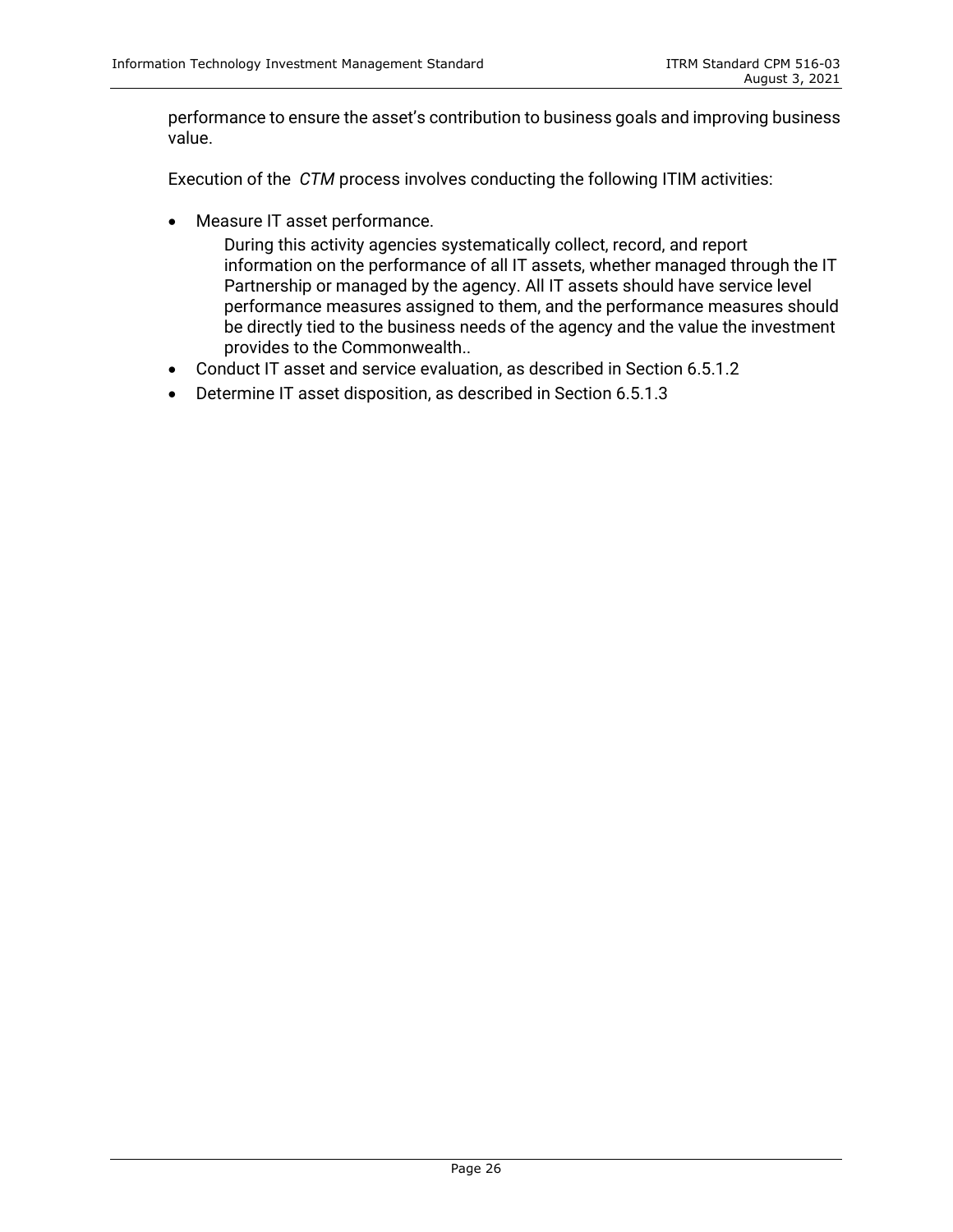performance to ensure the asset's contribution to business goals and improving business value.

Execution of the *CTM* process involves conducting the following ITIM activities:

- Measure IT asset performance.

  During this activity agencies systematically collect, record, and report information on the performance of all IT assets, whether managed through the IT Partnership or managed by the agency. All IT assets should have service level performance measures assigned to them, and the performance measures should be directly tied to the business needs of the agency and the value the investment provides to the Commonwealth..
- Conduct IT asset and service evaluation, as described in Section 6.5.1.2
- Determine IT asset disposition, as described in Section 6.5.1.3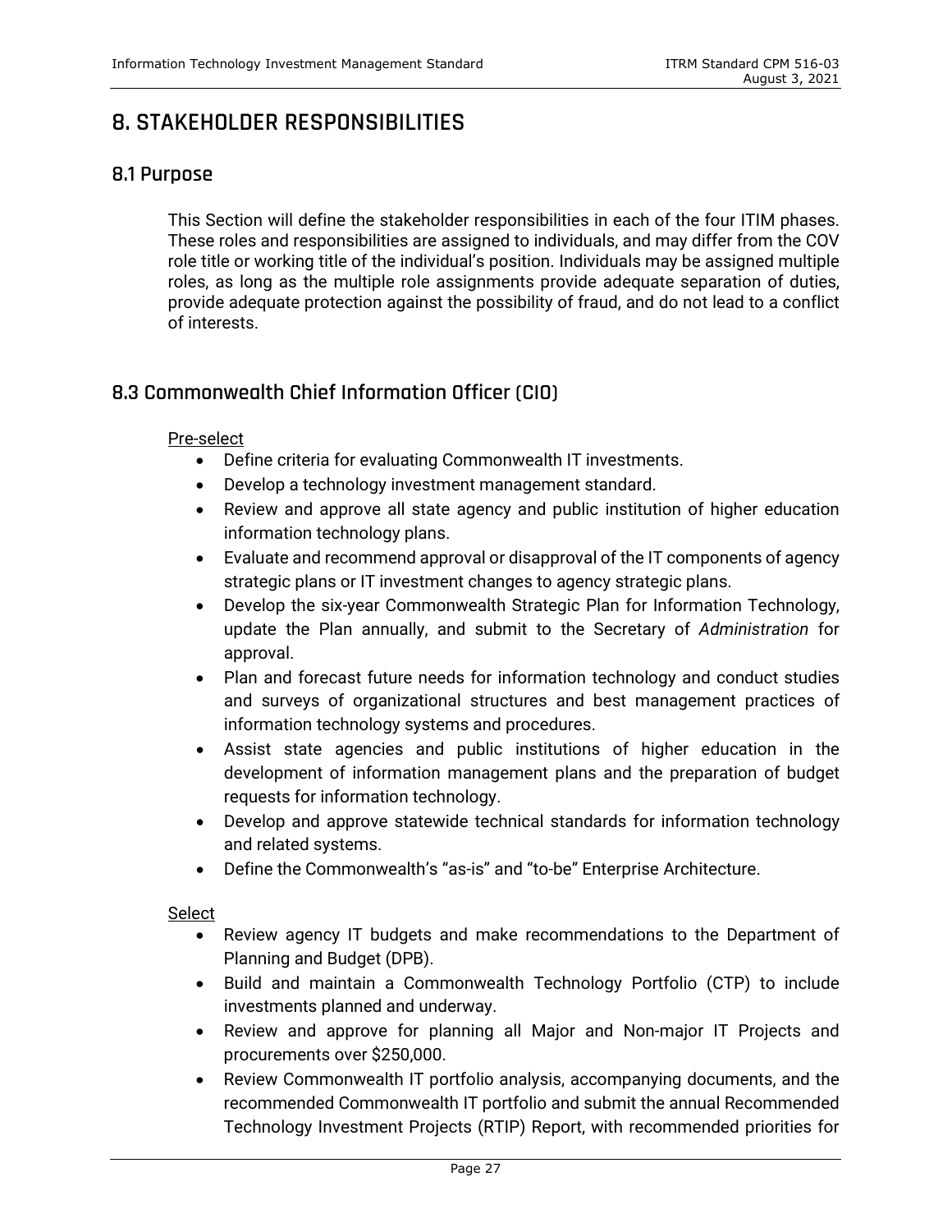# 8. STAKEHOLDER RESPONSIBILITIES

## 8.1 Purpose

This Section will define the stakeholder responsibilities in each of the four ITIM phases. These roles and responsibilities are assigned to individuals, and may differ from the COV role title or working title of the individual's position. Individuals may be assigned multiple roles, as long as the multiple role assignments provide adequate separation of duties, provide adequate protection against the possibility of fraud, and do not lead to a conflict of interests.

## 8.3 Commonwealth Chief Information Officer (CIO)

Pre-select

- Define criteria for evaluating Commonwealth IT investments.
- Develop a technology investment management standard.
- Review and approve all state agency and public institution of higher education information technology plans.
- Evaluate and recommend approval or disapproval of the IT components of agency strategic plans or IT investment changes to agency strategic plans.
- Develop the six-year Commonwealth Strategic Plan for Information Technology, update the Plan annually, and submit to the Secretary of *Administration* for approval.
- Plan and forecast future needs for information technology and conduct studies and surveys of organizational structures and best management practices of information technology systems and procedures.
- Assist state agencies and public institutions of higher education in the development of information management plans and the preparation of budget requests for information technology.
- Develop and approve statewide technical standards for information technology and related systems.
- Define the Commonwealth's "as-is" and "to-be" Enterprise Architecture.

Select

- Review agency IT budgets and make recommendations to the Department of Planning and Budget (DPB).
- Build and maintain a Commonwealth Technology Portfolio (CTP) to include investments planned and underway.
- Review and approve for planning all Major and Non-major IT Projects and procurements over $250,000.
- Review Commonwealth IT portfolio analysis, accompanying documents, and the recommended Commonwealth IT portfolio and submit the annual Recommended Technology Investment Projects (RTIP) Report, with recommended priorities for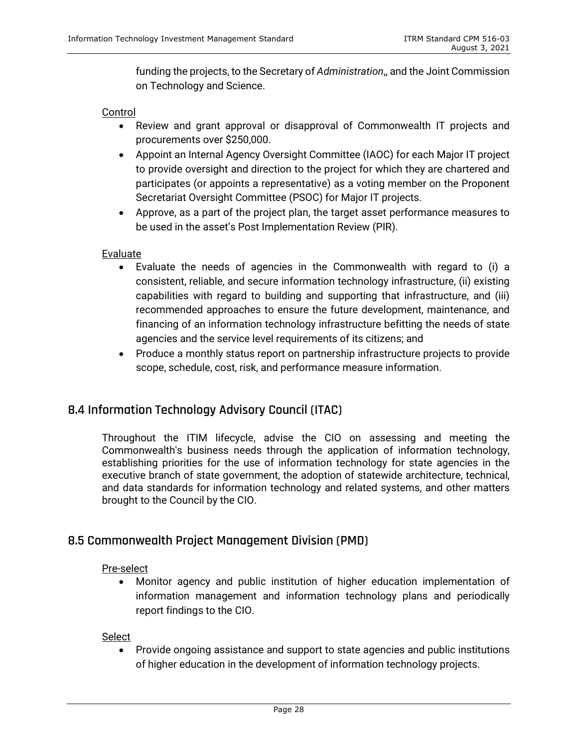funding the projects, to the Secretary of *Administration*,, and the Joint Commission on Technology and Science.

Control

- Review and grant approval or disapproval of Commonwealth IT projects and procurements over $250,000.
- Appoint an Internal Agency Oversight Committee (IAOC) for each Major IT project to provide oversight and direction to the project for which they are chartered and participates (or appoints a representative) as a voting member on the Proponent Secretariat Oversight Committee (PSOC) for Major IT projects.
- Approve, as a part of the project plan, the target asset performance measures to be used in the asset's Post Implementation Review (PIR).

Evaluate

- Evaluate the needs of agencies in the Commonwealth with regard to (i) a consistent, reliable, and secure information technology infrastructure, (ii) existing capabilities with regard to building and supporting that infrastructure, and (iii) recommended approaches to ensure the future development, maintenance, and financing of an information technology infrastructure befitting the needs of state agencies and the service level requirements of its citizens; and
- Produce a monthly status report on partnership infrastructure projects to provide scope, schedule, cost, risk, and performance measure information.

## 8.4 Information Technology Advisory Council (ITAC)

Throughout the ITIM lifecycle, advise the CIO on assessing and meeting the Commonwealth's business needs through the application of information technology, establishing priorities for the use of information technology for state agencies in the executive branch of state government, the adoption of statewide architecture, technical, and data standards for information technology and related systems, and other matters brought to the Council by the CIO.

## 8.5 Commonwealth Project Management Division (PMD)

Pre-select

- Monitor agency and public institution of higher education implementation of information management and information technology plans and periodically report findings to the CIO.

Select

- Provide ongoing assistance and support to state agencies and public institutions of higher education in the development of information technology projects.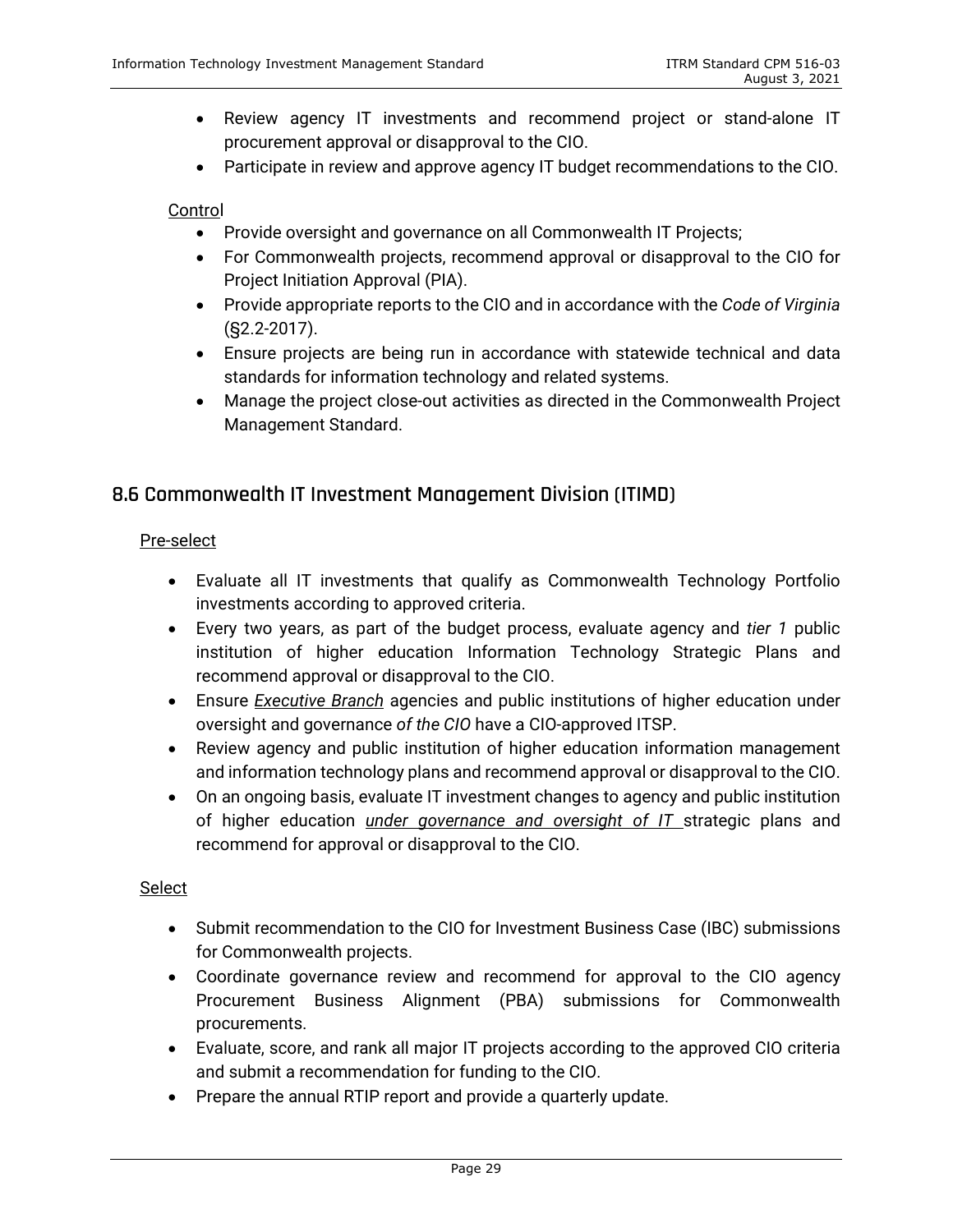- Review agency IT investments and recommend project or stand-alone IT procurement approval or disapproval to the CIO.
- Participate in review and approve agency IT budget recommendations to the CIO.

Control

- Provide oversight and governance on all Commonwealth IT Projects;
- For Commonwealth projects, recommend approval or disapproval to the CIO for Project Initiation Approval (PIA).
- Provide appropriate reports to the CIO and in accordance with the *Code of Virginia* (§2.2-2017).
- Ensure projects are being run in accordance with statewide technical and data standards for information technology and related systems.
- Manage the project close-out activities as directed in the Commonwealth Project Management Standard.

## 8.6 Commonwealth IT Investment Management Division (ITIMD)

Pre-select

- Evaluate all IT investments that qualify as Commonwealth Technology Portfolio investments according to approved criteria.
- Every two years, as part of the budget process, evaluate agency and *tier 1* public institution of higher education Information Technology Strategic Plans and recommend approval or disapproval to the CIO.
- Ensure ***Executive Branch*** agencies and public institutions of higher education under oversight and governance *of the CIO* have a CIO-approved ITSP.
- Review agency and public institution of higher education information management and information technology plans and recommend approval or disapproval to the CIO.
- On an ongoing basis, evaluate IT investment changes to agency and public institution of higher education *under governance and oversight of IT* strategic plans and recommend for approval or disapproval to the CIO.

Select

- Submit recommendation to the CIO for Investment Business Case (IBC) submissions for Commonwealth projects.
- Coordinate governance review and recommend for approval to the CIO agency Procurement Business Alignment (PBA) submissions for Commonwealth procurements.
- Evaluate, score, and rank all major IT projects according to the approved CIO criteria and submit a recommendation for funding to the CIO.
- Prepare the annual RTIP report and provide a quarterly update.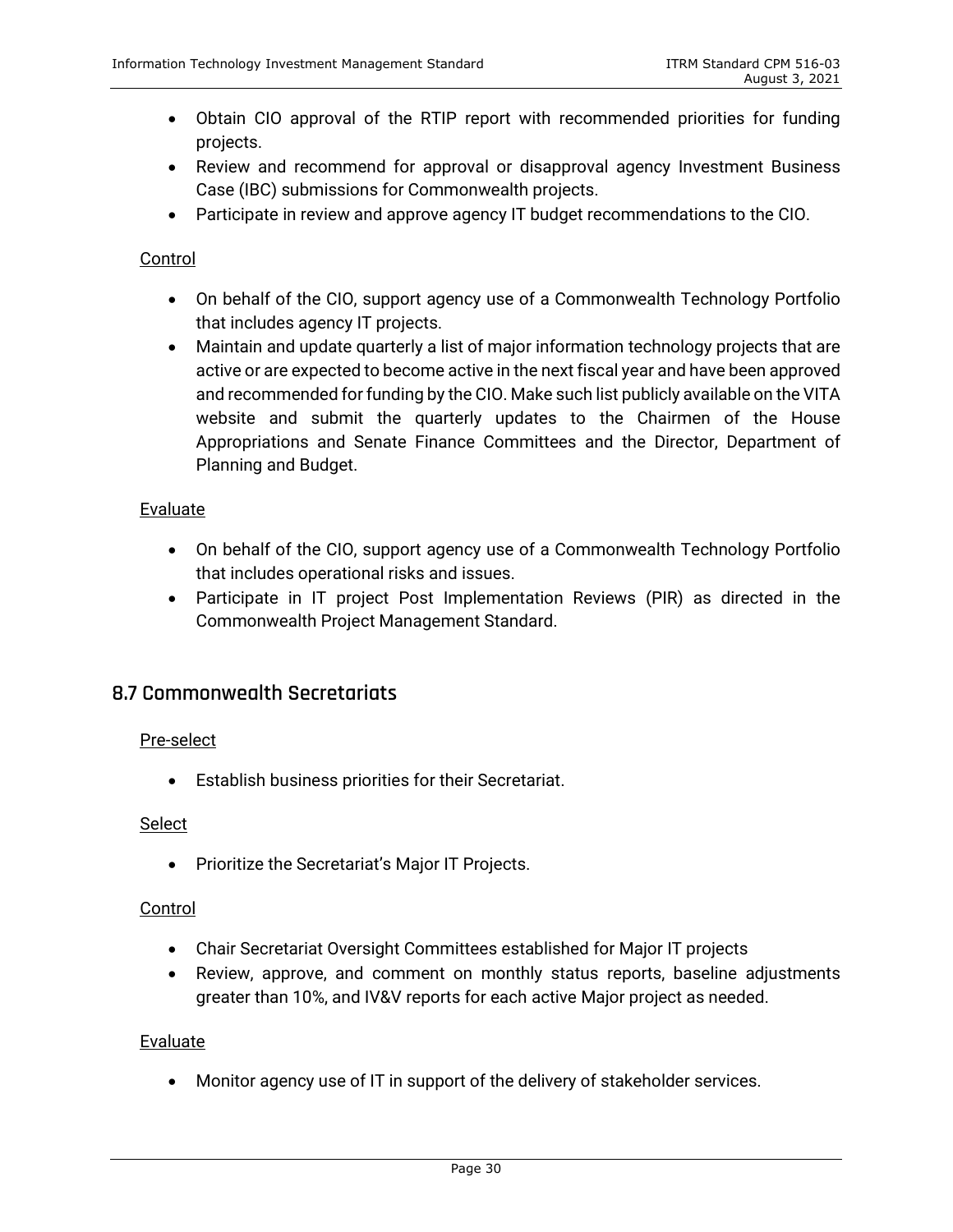- Obtain CIO approval of the RTIP report with recommended priorities for funding projects.
- Review and recommend for approval or disapproval agency Investment Business Case (IBC) submissions for Commonwealth projects.
- Participate in review and approve agency IT budget recommendations to the CIO.

Control

- On behalf of the CIO, support agency use of a Commonwealth Technology Portfolio that includes agency IT projects.
- Maintain and update quarterly a list of major information technology projects that are active or are expected to become active in the next fiscal year and have been approved and recommended for funding by the CIO. Make such list publicly available on the VITA website and submit the quarterly updates to the Chairmen of the House Appropriations and Senate Finance Committees and the Director, Department of Planning and Budget.

Evaluate

- On behalf of the CIO, support agency use of a Commonwealth Technology Portfolio that includes operational risks and issues.
- Participate in IT project Post Implementation Reviews (PIR) as directed in the Commonwealth Project Management Standard.

## 8.7 Commonwealth Secretariats

Pre-select

- Establish business priorities for their Secretariat.

Select

- Prioritize the Secretariat's Major IT Projects.

Control

- Chair Secretariat Oversight Committees established for Major IT projects
- Review, approve, and comment on monthly status reports, baseline adjustments greater than 10%, and IV&V reports for each active Major project as needed.

Evaluate

- Monitor agency use of IT in support of the delivery of stakeholder services.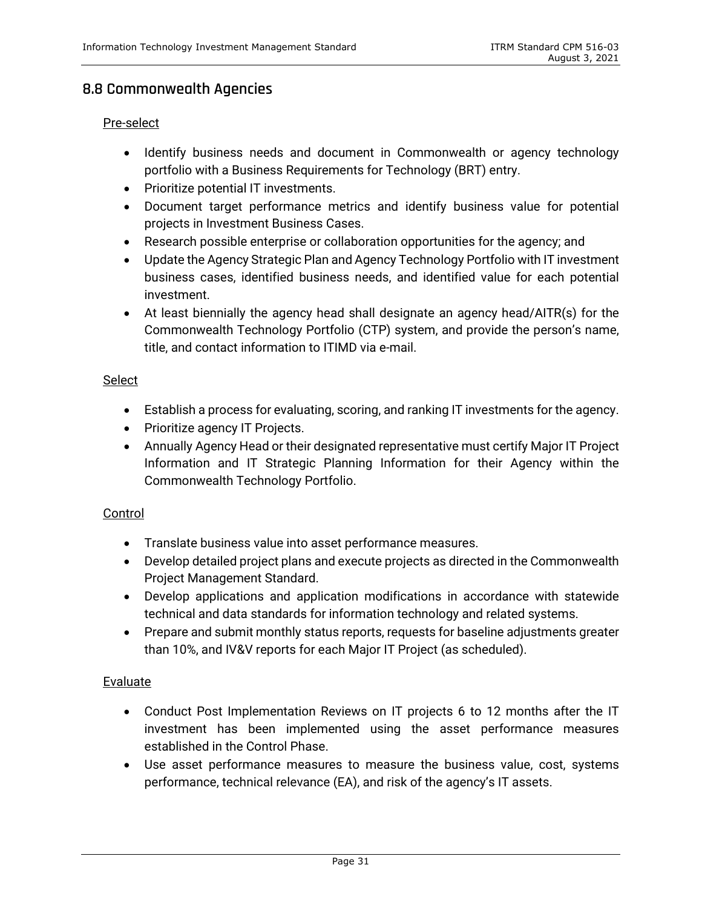## 8.8 Commonwealth Agencies

Pre-select

- Identify business needs and document in Commonwealth or agency technology portfolio with a Business Requirements for Technology (BRT) entry.
- Prioritize potential IT investments.
- Document target performance metrics and identify business value for potential projects in Investment Business Cases.
- Research possible enterprise or collaboration opportunities for the agency; and
- Update the Agency Strategic Plan and Agency Technology Portfolio with IT investment business cases, identified business needs, and identified value for each potential investment.
- At least biennially the agency head shall designate an agency head/AITR(s) for the Commonwealth Technology Portfolio (CTP) system, and provide the person's name, title, and contact information to ITIMD via e-mail.

Select

- Establish a process for evaluating, scoring, and ranking IT investments for the agency.
- Prioritize agency IT Projects.
- Annually Agency Head or their designated representative must certify Major IT Project Information and IT Strategic Planning Information for their Agency within the Commonwealth Technology Portfolio.

Control

- Translate business value into asset performance measures.
- Develop detailed project plans and execute projects as directed in the Commonwealth Project Management Standard.
- Develop applications and application modifications in accordance with statewide technical and data standards for information technology and related systems.
- Prepare and submit monthly status reports, requests for baseline adjustments greater than 10%, and IV&V reports for each Major IT Project (as scheduled).

Evaluate

- Conduct Post Implementation Reviews on IT projects 6 to 12 months after the IT investment has been implemented using the asset performance measures established in the Control Phase.
- Use asset performance measures to measure the business value, cost, systems performance, technical relevance (EA), and risk of the agency's IT assets.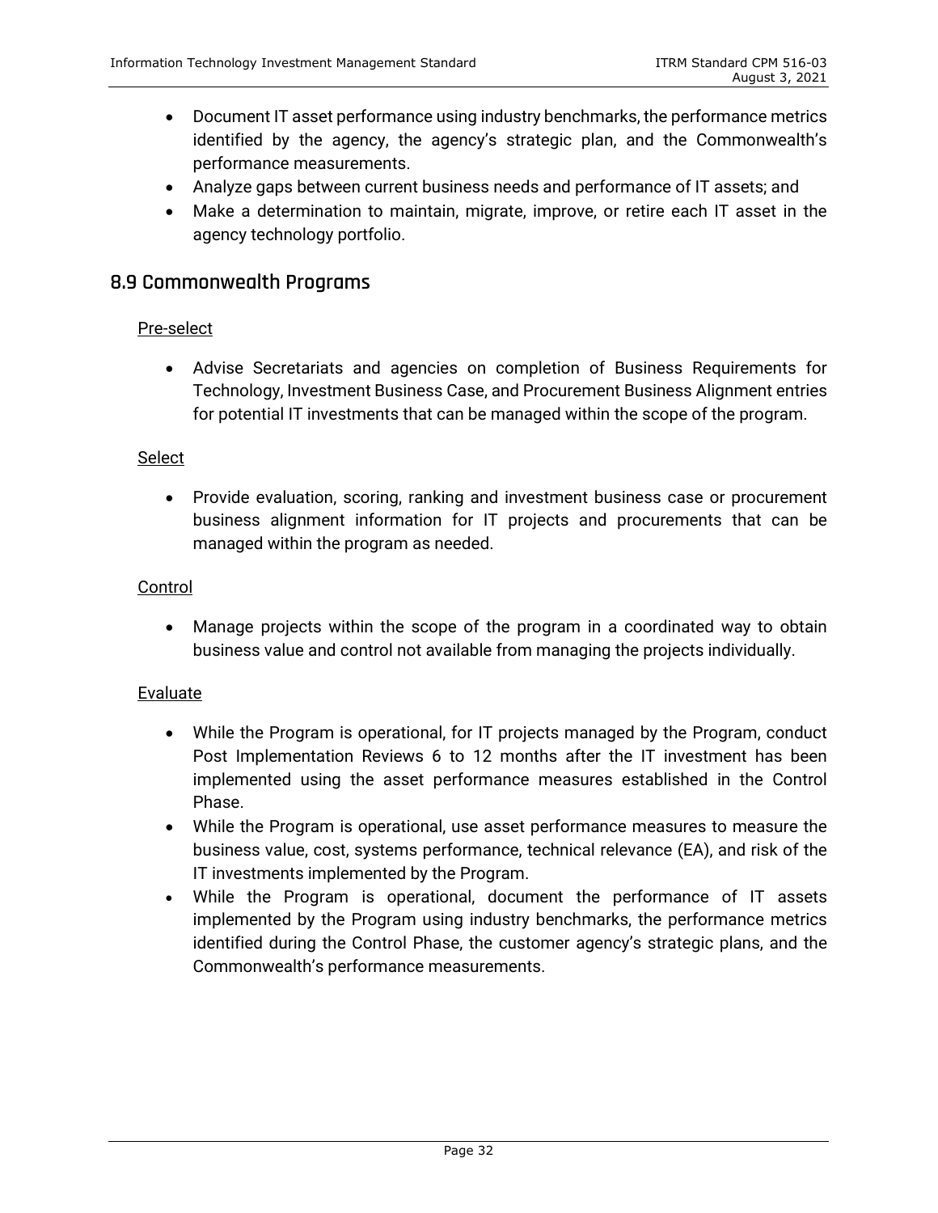- Document IT asset performance using industry benchmarks, the performance metrics identified by the agency, the agency's strategic plan, and the Commonwealth's performance measurements.
- Analyze gaps between current business needs and performance of IT assets; and
- Make a determination to maintain, migrate, improve, or retire each IT asset in the agency technology portfolio.

## 8.9 Commonwealth Programs

Pre-select

- Advise Secretariats and agencies on completion of Business Requirements for Technology, Investment Business Case, and Procurement Business Alignment entries for potential IT investments that can be managed within the scope of the program.

Select

- Provide evaluation, scoring, ranking and investment business case or procurement business alignment information for IT projects and procurements that can be managed within the program as needed.

Control

- Manage projects within the scope of the program in a coordinated way to obtain business value and control not available from managing the projects individually.

Evaluate

- While the Program is operational, for IT projects managed by the Program, conduct Post Implementation Reviews 6 to 12 months after the IT investment has been implemented using the asset performance measures established in the Control Phase.
- While the Program is operational, use asset performance measures to measure the business value, cost, systems performance, technical relevance (EA), and risk of the IT investments implemented by the Program.
- While the Program is operational, document the performance of IT assets implemented by the Program using industry benchmarks, the performance metrics identified during the Control Phase, the customer agency's strategic plans, and the Commonwealth's performance measurements.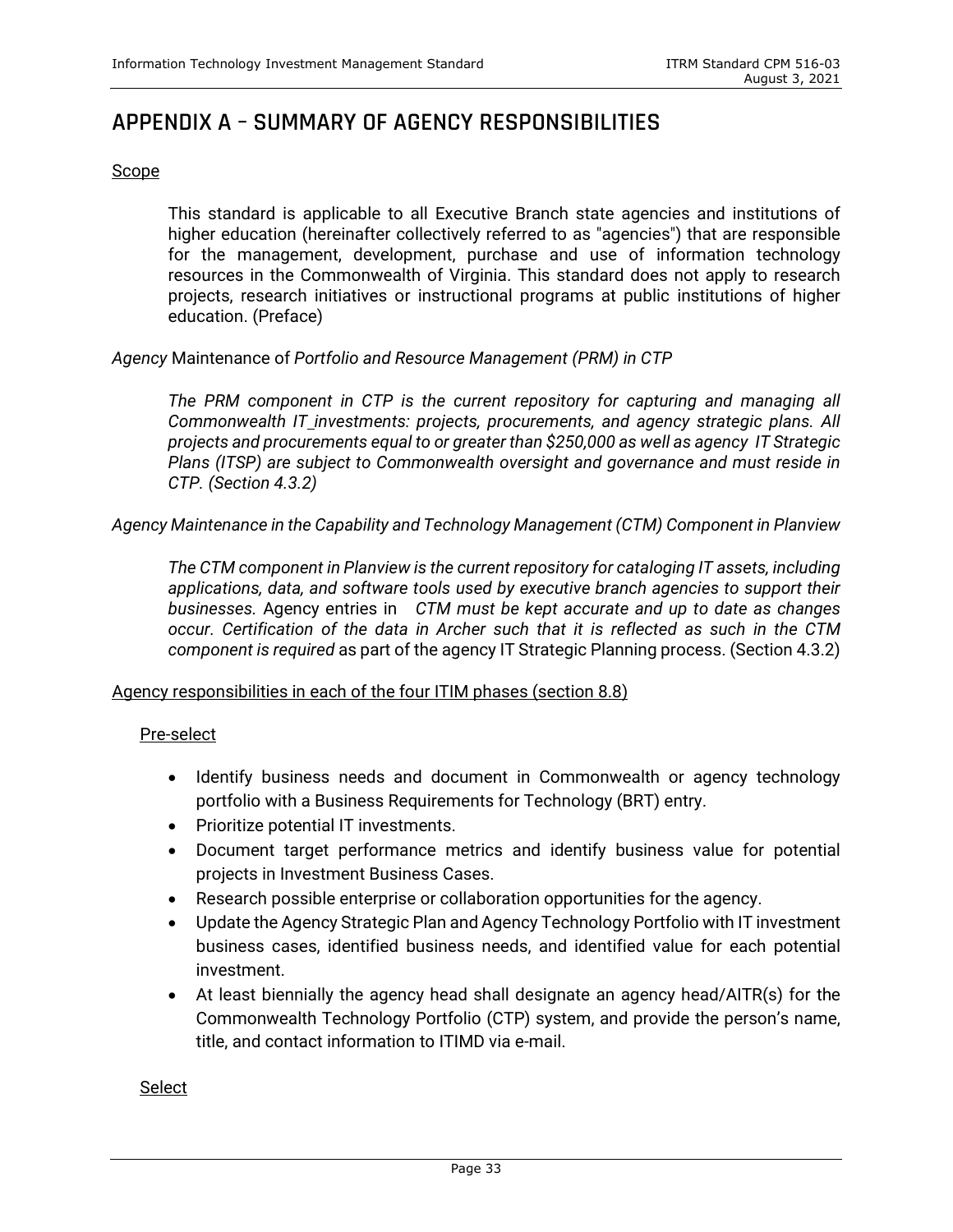# APPENDIX A – SUMMARY OF AGENCY RESPONSIBILITIES

Scope

This standard is applicable to all Executive Branch state agencies and institutions of higher education (hereinafter collectively referred to as "agencies") that are responsible for the management, development, purchase and use of information technology resources in the Commonwealth of Virginia. This standard does not apply to research projects, research initiatives or instructional programs at public institutions of higher education. (Preface)

*Agency* Maintenance of *Portfolio and Resource Management (PRM) in CTP*

*The PRM component in CTP is the current repository for capturing and managing all Commonwealth IT investments: projects, procurements, and agency strategic plans. All projects and procurements equal to or greater than $250,000 as well as agency IT Strategic Plans (ITSP) are subject to Commonwealth oversight and governance and must reside in CTP. (Section 4.3.2)*

*Agency Maintenance in the Capability and Technology Management (CTM) Component in Planview*

*The CTM component in Planview is the current repository for cataloging IT assets, including applications, data, and software tools used by executive branch agencies to support their businesses.* Agency entries in *CTM must be kept accurate and up to date as changes occur. Certification of the data in Archer such that it is reflected as such in the CTM component is required* as part of the agency IT Strategic Planning process. (Section 4.3.2)

Agency responsibilities in each of the four ITIM phases (section 8.8)

Pre-select

- Identify business needs and document in Commonwealth or agency technology portfolio with a Business Requirements for Technology (BRT) entry.
- Prioritize potential IT investments.
- Document target performance metrics and identify business value for potential projects in Investment Business Cases.
- Research possible enterprise or collaboration opportunities for the agency.
- Update the Agency Strategic Plan and Agency Technology Portfolio with IT investment business cases, identified business needs, and identified value for each potential investment.
- At least biennially the agency head shall designate an agency head/AITR(s) for the Commonwealth Technology Portfolio (CTP) system, and provide the person's name, title, and contact information to ITIMD via e-mail.

Select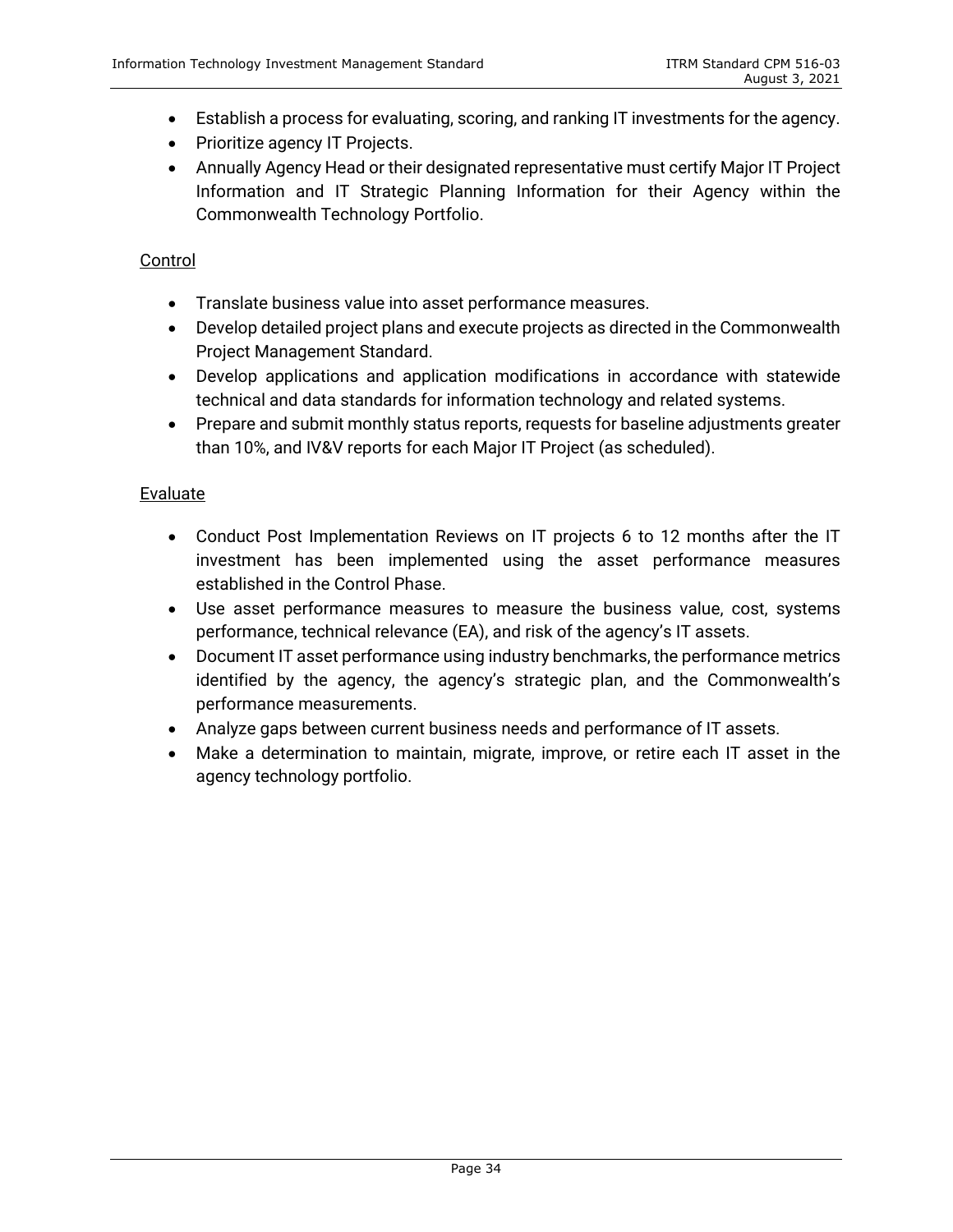- Establish a process for evaluating, scoring, and ranking IT investments for the agency.
- Prioritize agency IT Projects.
- Annually Agency Head or their designated representative must certify Major IT Project Information and IT Strategic Planning Information for their Agency within the Commonwealth Technology Portfolio.

<u>Control</u>

- Translate business value into asset performance measures.
- Develop detailed project plans and execute projects as directed in the Commonwealth Project Management Standard.
- Develop applications and application modifications in accordance with statewide technical and data standards for information technology and related systems.
- Prepare and submit monthly status reports, requests for baseline adjustments greater than 10%, and IV&V reports for each Major IT Project (as scheduled).

<u>Evaluate</u>

- Conduct Post Implementation Reviews on IT projects 6 to 12 months after the IT investment has been implemented using the asset performance measures established in the Control Phase.
- Use asset performance measures to measure the business value, cost, systems performance, technical relevance (EA), and risk of the agency's IT assets.
- Document IT asset performance using industry benchmarks, the performance metrics identified by the agency, the agency's strategic plan, and the Commonwealth's performance measurements.
- Analyze gaps between current business needs and performance of IT assets.
- Make a determination to maintain, migrate, improve, or retire each IT asset in the agency technology portfolio.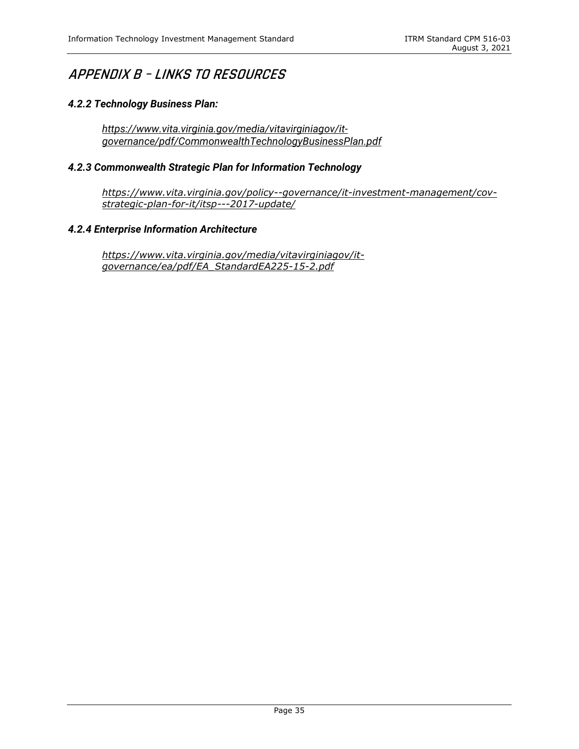# APPENDIX B – LINKS TO RESOURCES

### *4.2.2 Technology Business Plan:*

*https://www.vita.virginia.gov/media/vitavirginiagov/it-governance/pdf/CommonwealthTechnologyBusinessPlan.pdf*

### *4.2.3 Commonwealth Strategic Plan for Information Technology*

*https://www.vita.virginia.gov/policy--governance/it-investment-management/cov-strategic-plan-for-it/itsp---2017-update/*

### *4.2.4 Enterprise Information Architecture*

*https://www.vita.virginia.gov/media/vitavirginiagov/it-governance/ea/pdf/EA_StandardEA225-15-2.pdf*